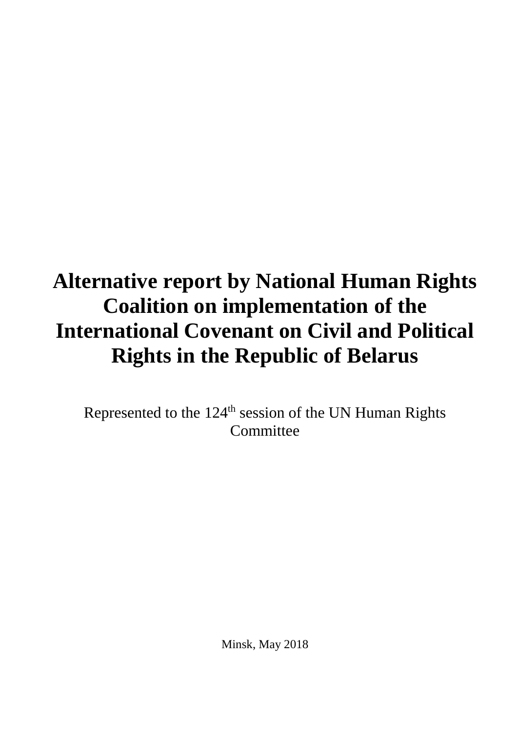# Alternative report by National Human Rights Coalition on implementation of the International Covenant on Civil and Political Rights in the Republic of Belarus

Represented to the 124th session of the UN Human Rights Committee

Minsk, May 2018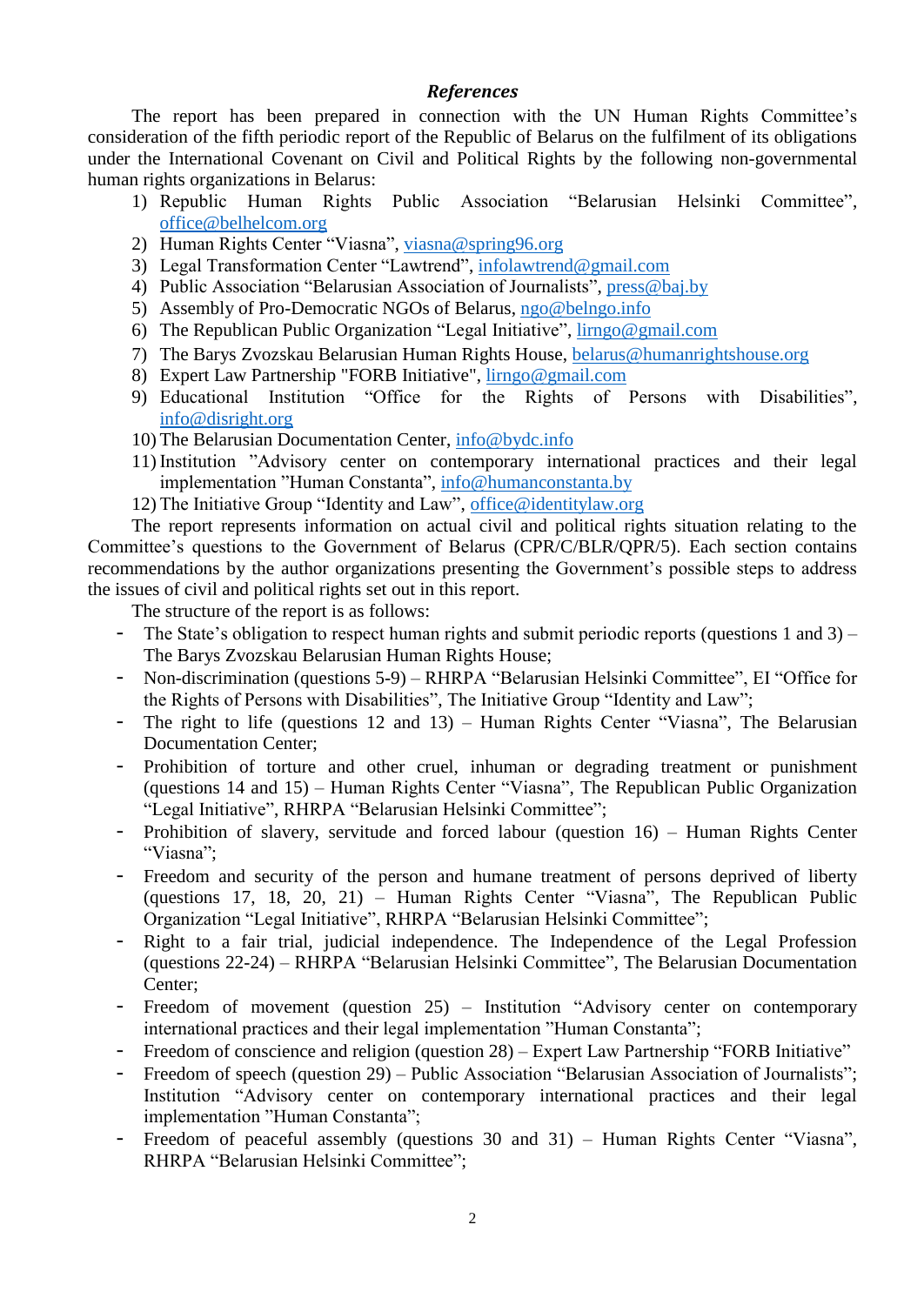### *References*

The report has been prepared in connection with the UN Human Rights Committee's consideration of the fifth periodic report of the Republic of Belarus on the fulfilment of its obligations under the International Covenant on Civil and Political Rights by the following non-governmental human rights organizations in Belarus:

1) Republic Human Rights Public Association "Belarusian Helsinki Committee", office@belhelcom.org
2) Human Rights Center "Viasna", viasna@spring96.org
3) Legal Transformation Center "Lawtrend", infolawtrend@gmail.com
4) Public Association "Belarusian Association of Journalists", press@baj.by
5) Assembly of Pro-Democratic NGOs of Belarus, ngo@belngo.info
6) The Republican Public Organization "Legal Initiative", lirngo@gmail.com
7) The Barys Zvozskau Belarusian Human Rights House, belarus@humanrightshouse.org
8) Expert Law Partnership "FORB Initiative", lirngo@gmail.com
9) Educational Institution "Office for the Rights of Persons with Disabilities", info@disright.org
10) The Belarusian Documentation Center, info@bydc.info
11) Institution "Advisory center on contemporary international practices and their legal implementation "Human Constanta", info@humanconstanta.by
12) The Initiative Group "Identity and Law", office@identitylaw.org

The report represents information on actual civil and political rights situation relating to the Committee's questions to the Government of Belarus (CPR/C/BLR/QPR/5). Each section contains recommendations by the author organizations presenting the Government's possible steps to address the issues of civil and political rights set out in this report.

The structure of the report is as follows:

- The State's obligation to respect human rights and submit periodic reports (questions 1 and 3) – The Barys Zvozskau Belarusian Human Rights House;
- Non-discrimination (questions 5-9) – RHRPA "Belarusian Helsinki Committee", EI "Office for the Rights of Persons with Disabilities", The Initiative Group "Identity and Law";
- The right to life (questions 12 and 13) – Human Rights Center "Viasna", The Belarusian Documentation Center;
- Prohibition of torture and other cruel, inhuman or degrading treatment or punishment (questions 14 and 15) – Human Rights Center "Viasna", The Republican Public Organization "Legal Initiative", RHRPA "Belarusian Helsinki Committee";
- Prohibition of slavery, servitude and forced labour (question 16) – Human Rights Center "Viasna";
- Freedom and security of the person and humane treatment of persons deprived of liberty (questions 17, 18, 20, 21) – Human Rights Center "Viasna", The Republican Public Organization "Legal Initiative", RHRPA "Belarusian Helsinki Committee";
- Right to a fair trial, judicial independence. The Independence of the Legal Profession (questions 22-24) – RHRPA "Belarusian Helsinki Committee", The Belarusian Documentation Center;
- Freedom of movement (question 25) – Institution "Advisory center on contemporary international practices and their legal implementation "Human Constanta";
- Freedom of conscience and religion (question 28) – Expert Law Partnership "FORB Initiative"
- Freedom of speech (question 29) – Public Association "Belarusian Association of Journalists"; Institution "Advisory center on contemporary international practices and their legal implementation "Human Constanta";
- Freedom of peaceful assembly (questions 30 and 31) – Human Rights Center "Viasna", RHRPA "Belarusian Helsinki Committee";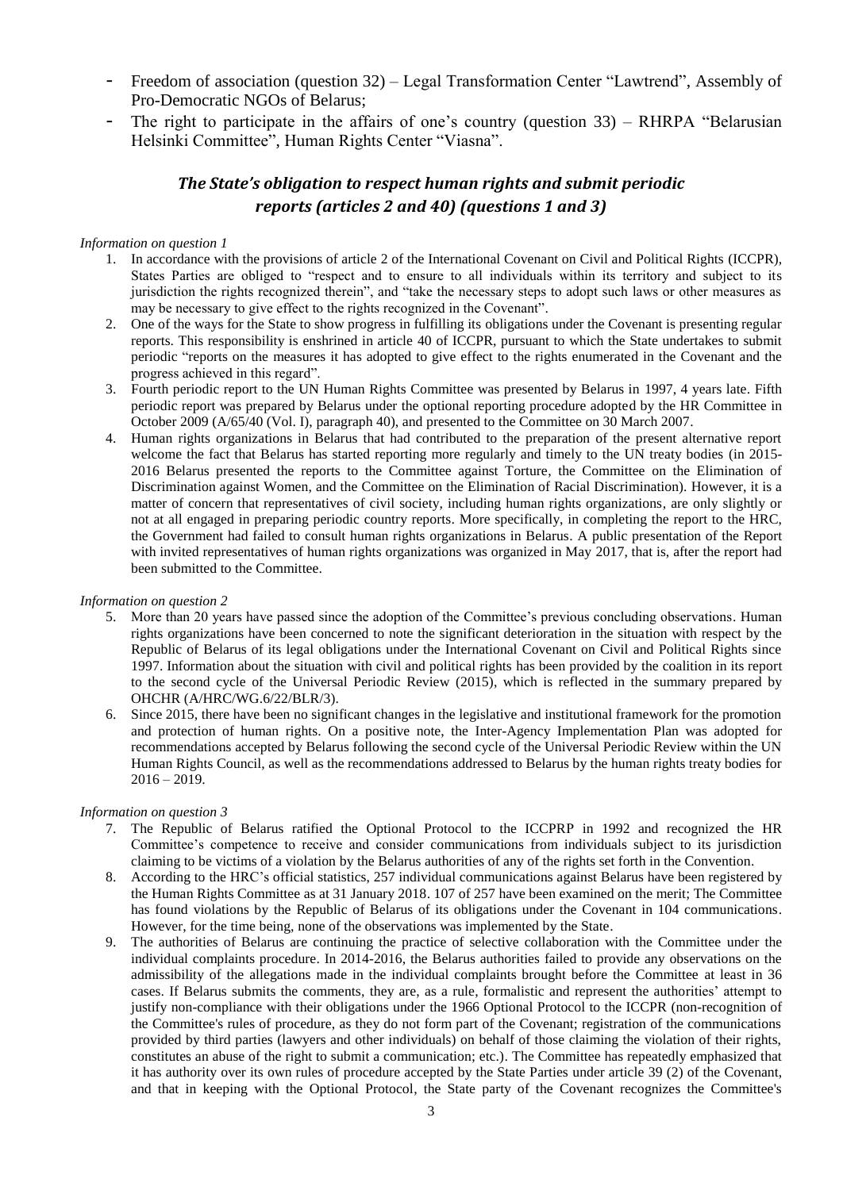- Freedom of association (question 32) – Legal Transformation Center "Lawtrend", Assembly of Pro-Democratic NGOs of Belarus;
- The right to participate in the affairs of one's country (question 33) – RHRPA "Belarusian Helsinki Committee", Human Rights Center "Viasna".

## *The State's obligation to respect human rights and submit periodic reports (articles 2 and 40) (questions 1 and 3)*

*Information on question 1*

1. In accordance with the provisions of article 2 of the International Covenant on Civil and Political Rights (ICCPR), States Parties are obliged to "respect and to ensure to all individuals within its territory and subject to its jurisdiction the rights recognized therein", and "take the necessary steps to adopt such laws or other measures as may be necessary to give effect to the rights recognized in the Covenant".
2. One of the ways for the State to show progress in fulfilling its obligations under the Covenant is presenting regular reports. This responsibility is enshrined in article 40 of ICCPR, pursuant to which the State undertakes to submit periodic "reports on the measures it has adopted to give effect to the rights enumerated in the Covenant and the progress achieved in this regard".
3. Fourth periodic report to the UN Human Rights Committee was presented by Belarus in 1997, 4 years late. Fifth periodic report was prepared by Belarus under the optional reporting procedure adopted by the HR Committee in October 2009 (A/65/40 (Vol. I), paragraph 40), and presented to the Committee on 30 March 2007.
4. Human rights organizations in Belarus that had contributed to the preparation of the present alternative report welcome the fact that Belarus has started reporting more regularly and timely to the UN treaty bodies (in 2015-2016 Belarus presented the reports to the Committee against Torture, the Committee on the Elimination of Discrimination against Women, and the Committee on the Elimination of Racial Discrimination). However, it is a matter of concern that representatives of civil society, including human rights organizations, are only slightly or not at all engaged in preparing periodic country reports. More specifically, in completing the report to the HRC, the Government had failed to consult human rights organizations in Belarus. A public presentation of the Report with invited representatives of human rights organizations was organized in May 2017, that is, after the report had been submitted to the Committee.

*Information on question 2*

5. More than 20 years have passed since the adoption of the Committee's previous concluding observations. Human rights organizations have been concerned to note the significant deterioration in the situation with respect by the Republic of Belarus of its legal obligations under the International Covenant on Civil and Political Rights since 1997. Information about the situation with civil and political rights has been provided by the coalition in its report to the second cycle of the Universal Periodic Review (2015), which is reflected in the summary prepared by OHCHR (A/HRC/WG.6/22/BLR/3).
6. Since 2015, there have been no significant changes in the legislative and institutional framework for the promotion and protection of human rights. On a positive note, the Inter-Agency Implementation Plan was adopted for recommendations accepted by Belarus following the second cycle of the Universal Periodic Review within the UN Human Rights Council, as well as the recommendations addressed to Belarus by the human rights treaty bodies for 2016 – 2019.

*Information on question 3*

7. The Republic of Belarus ratified the Optional Protocol to the ICCPRP in 1992 and recognized the HR Committee's competence to receive and consider communications from individuals subject to its jurisdiction claiming to be victims of a violation by the Belarus authorities of any of the rights set forth in the Convention.
8. According to the HRC's official statistics, 257 individual communications against Belarus have been registered by the Human Rights Committee as at 31 January 2018. 107 of 257 have been examined on the merit; The Committee has found violations by the Republic of Belarus of its obligations under the Covenant in 104 communications. However, for the time being, none of the observations was implemented by the State.
9. The authorities of Belarus are continuing the practice of selective collaboration with the Committee under the individual complaints procedure. In 2014-2016, the Belarus authorities failed to provide any observations on the admissibility of the allegations made in the individual complaints brought before the Committee at least in 36 cases. If Belarus submits the comments, they are, as a rule, formalistic and represent the authorities' attempt to justify non-compliance with their obligations under the 1966 Optional Protocol to the ICCPR (non-recognition of the Committee's rules of procedure, as they do not form part of the Covenant; registration of the communications provided by third parties (lawyers and other individuals) on behalf of those claiming the violation of their rights, constitutes an abuse of the right to submit a communication; etc.). The Committee has repeatedly emphasized that it has authority over its own rules of procedure accepted by the State Parties under article 39 (2) of the Covenant, and that in keeping with the Optional Protocol, the State party of the Covenant recognizes the Committee's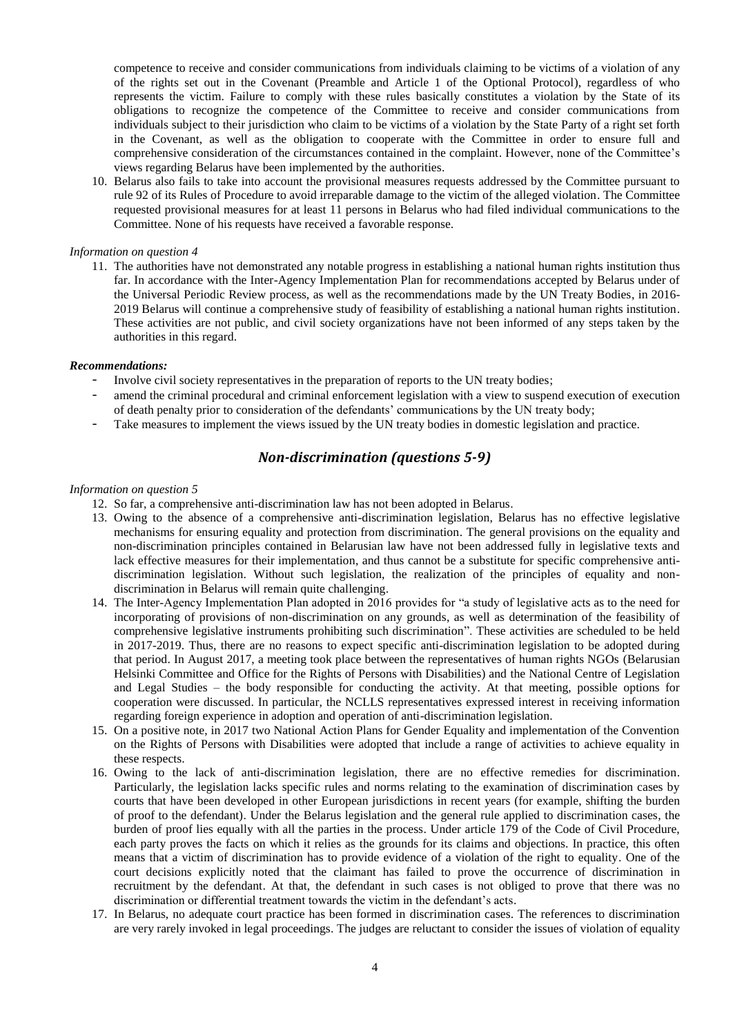competence to receive and consider communications from individuals claiming to be victims of a violation of any of the rights set out in the Covenant (Preamble and Article 1 of the Optional Protocol), regardless of who represents the victim. Failure to comply with these rules basically constitutes a violation by the State of its obligations to recognize the competence of the Committee to receive and consider communications from individuals subject to their jurisdiction who claim to be victims of a violation by the State Party of a right set forth in the Covenant, as well as the obligation to cooperate with the Committee in order to ensure full and comprehensive consideration of the circumstances contained in the complaint. However, none of the Committee's views regarding Belarus have been implemented by the authorities.

10. Belarus also fails to take into account the provisional measures requests addressed by the Committee pursuant to rule 92 of its Rules of Procedure to avoid irreparable damage to the victim of the alleged violation. The Committee requested provisional measures for at least 11 persons in Belarus who had filed individual communications to the Committee. None of his requests have received a favorable response.

*Information on question 4*

11. The authorities have not demonstrated any notable progress in establishing a national human rights institution thus far. In accordance with the Inter-Agency Implementation Plan for recommendations accepted by Belarus under of the Universal Periodic Review process, as well as the recommendations made by the UN Treaty Bodies, in 2016-2019 Belarus will continue a comprehensive study of feasibility of establishing a national human rights institution. These activities are not public, and civil society organizations have not been informed of any steps taken by the authorities in this regard.

***Recommendations:***

- Involve civil society representatives in the preparation of reports to the UN treaty bodies;
- amend the criminal procedural and criminal enforcement legislation with a view to suspend execution of execution of death penalty prior to consideration of the defendants' communications by the UN treaty body;
- Take measures to implement the views issued by the UN treaty bodies in domestic legislation and practice.

## *Non-discrimination (questions 5-9)*

*Information on question 5*

12. So far, a comprehensive anti-discrimination law has not been adopted in Belarus.
13. Owing to the absence of a comprehensive anti-discrimination legislation, Belarus has no effective legislative mechanisms for ensuring equality and protection from discrimination. The general provisions on the equality and non-discrimination principles contained in Belarusian law have not been addressed fully in legislative texts and lack effective measures for their implementation, and thus cannot be a substitute for specific comprehensive anti-discrimination legislation. Without such legislation, the realization of the principles of equality and non-discrimination in Belarus will remain quite challenging.
14. The Inter-Agency Implementation Plan adopted in 2016 provides for "a study of legislative acts as to the need for incorporating of provisions of non-discrimination on any grounds, as well as determination of the feasibility of comprehensive legislative instruments prohibiting such discrimination". These activities are scheduled to be held in 2017-2019. Thus, there are no reasons to expect specific anti-discrimination legislation to be adopted during that period. In August 2017, a meeting took place between the representatives of human rights NGOs (Belarusian Helsinki Committee and Office for the Rights of Persons with Disabilities) and the National Centre of Legislation and Legal Studies – the body responsible for conducting the activity. At that meeting, possible options for cooperation were discussed. In particular, the NCLLS representatives expressed interest in receiving information regarding foreign experience in adoption and operation of anti-discrimination legislation.
15. On a positive note, in 2017 two National Action Plans for Gender Equality and implementation of the Convention on the Rights of Persons with Disabilities were adopted that include a range of activities to achieve equality in these respects.
16. Owing to the lack of anti-discrimination legislation, there are no effective remedies for discrimination. Particularly, the legislation lacks specific rules and norms relating to the examination of discrimination cases by courts that have been developed in other European jurisdictions in recent years (for example, shifting the burden of proof to the defendant). Under the Belarus legislation and the general rule applied to discrimination cases, the burden of proof lies equally with all the parties in the process. Under article 179 of the Code of Civil Procedure, each party proves the facts on which it relies as the grounds for its claims and objections. In practice, this often means that a victim of discrimination has to provide evidence of a violation of the right to equality. One of the court decisions explicitly noted that the claimant has failed to prove the occurrence of discrimination in recruitment by the defendant. At that, the defendant in such cases is not obliged to prove that there was no discrimination or differential treatment towards the victim in the defendant's acts.
17. In Belarus, no adequate court practice has been formed in discrimination cases. The references to discrimination are very rarely invoked in legal proceedings. The judges are reluctant to consider the issues of violation of equality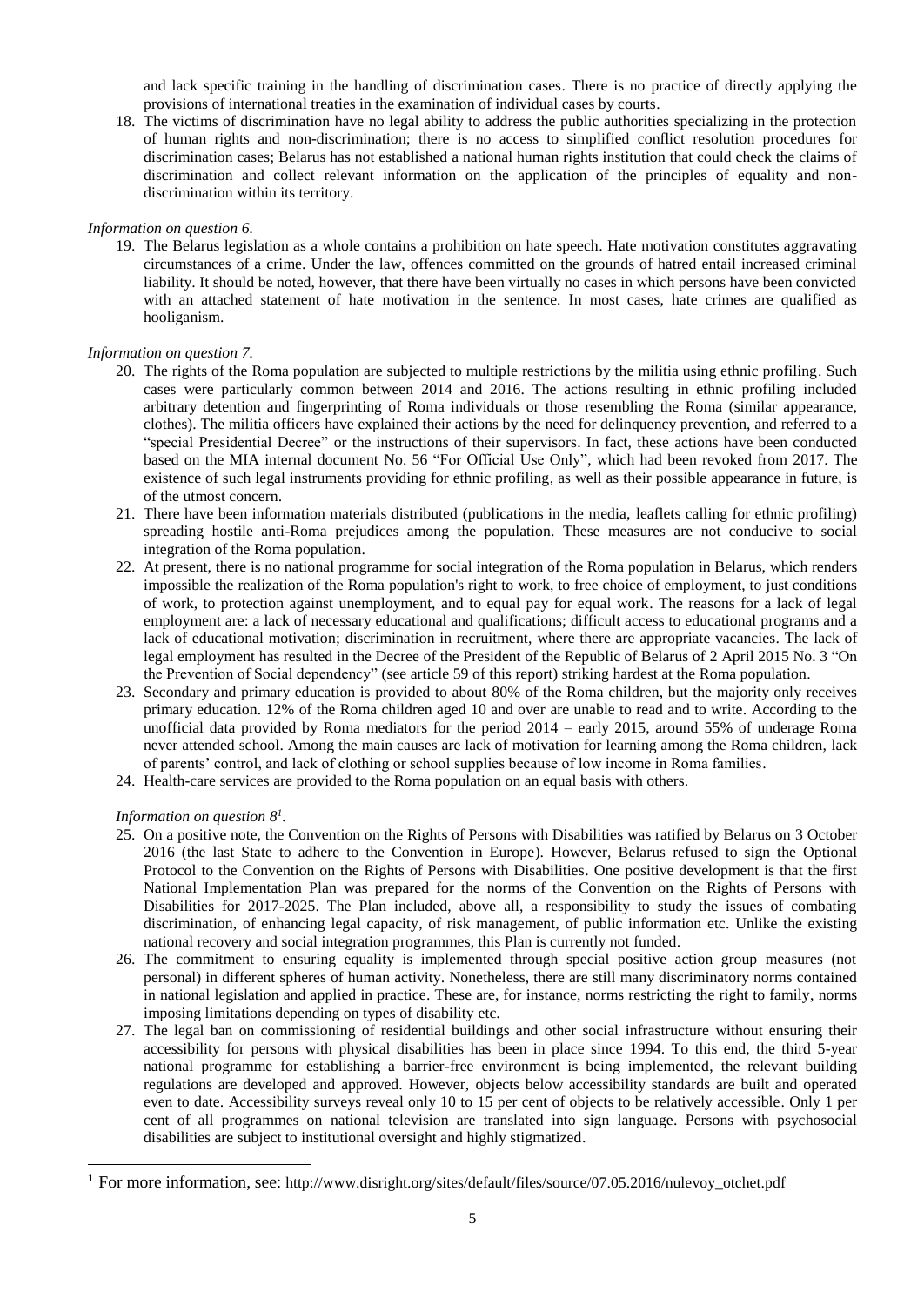and lack specific training in the handling of discrimination cases. There is no practice of directly applying the provisions of international treaties in the examination of individual cases by courts.

18. The victims of discrimination have no legal ability to address the public authorities specializing in the protection of human rights and non-discrimination; there is no access to simplified conflict resolution procedures for discrimination cases; Belarus has not established a national human rights institution that could check the claims of discrimination and collect relevant information on the application of the principles of equality and non-discrimination within its territory.

*Information on question 6.*

19. The Belarus legislation as a whole contains a prohibition on hate speech. Hate motivation constitutes aggravating circumstances of a crime. Under the law, offences committed on the grounds of hatred entail increased criminal liability. It should be noted, however, that there have been virtually no cases in which persons have been convicted with an attached statement of hate motivation in the sentence. In most cases, hate crimes are qualified as hooliganism.

*Information on question 7.*

20. The rights of the Roma population are subjected to multiple restrictions by the militia using ethnic profiling. Such cases were particularly common between 2014 and 2016. The actions resulting in ethnic profiling included arbitrary detention and fingerprinting of Roma individuals or those resembling the Roma (similar appearance, clothes). The militia officers have explained their actions by the need for delinquency prevention, and referred to a "special Presidential Decree" or the instructions of their supervisors. In fact, these actions have been conducted based on the MIA internal document No. 56 "For Official Use Only", which had been revoked from 2017. The existence of such legal instruments providing for ethnic profiling, as well as their possible appearance in future, is of the utmost concern.
21. There have been information materials distributed (publications in the media, leaflets calling for ethnic profiling) spreading hostile anti-Roma prejudices among the population. These measures are not conducive to social integration of the Roma population.
22. At present, there is no national programme for social integration of the Roma population in Belarus, which renders impossible the realization of the Roma population's right to work, to free choice of employment, to just conditions of work, to protection against unemployment, and to equal pay for equal work. The reasons for a lack of legal employment are: a lack of necessary educational and qualifications; difficult access to educational programs and a lack of educational motivation; discrimination in recruitment, where there are appropriate vacancies. The lack of legal employment has resulted in the Decree of the President of the Republic of Belarus of 2 April 2015 No. 3 "On the Prevention of Social dependency" (see article 59 of this report) striking hardest at the Roma population.
23. Secondary and primary education is provided to about 80% of the Roma children, but the majority only receives primary education. 12% of the Roma children aged 10 and over are unable to read and to write. According to the unofficial data provided by Roma mediators for the period 2014 – early 2015, around 55% of underage Roma never attended school. Among the main causes are lack of motivation for learning among the Roma children, lack of parents' control, and lack of clothing or school supplies because of low income in Roma families.
24. Health-care services are provided to the Roma population on an equal basis with others.

*Information on question 8[1].*

25. On a positive note, the Convention on the Rights of Persons with Disabilities was ratified by Belarus on 3 October 2016 (the last State to adhere to the Convention in Europe). However, Belarus refused to sign the Optional Protocol to the Convention on the Rights of Persons with Disabilities. One positive development is that the first National Implementation Plan was prepared for the norms of the Convention on the Rights of Persons with Disabilities for 2017-2025. The Plan included, above all, a responsibility to study the issues of combating discrimination, of enhancing legal capacity, of risk management, of public information etc. Unlike the existing national recovery and social integration programmes, this Plan is currently not funded.
26. The commitment to ensuring equality is implemented through special positive action group measures (not personal) in different spheres of human activity. Nonetheless, there are still many discriminatory norms contained in national legislation and applied in practice. These are, for instance, norms restricting the right to family, norms imposing limitations depending on types of disability etc.
27. The legal ban on commissioning of residential buildings and other social infrastructure without ensuring their accessibility for persons with physical disabilities has been in place since 1994. To this end, the third 5-year national programme for establishing a barrier-free environment is being implemented, the relevant building regulations are developed and approved. However, objects below accessibility standards are built and operated even to date. Accessibility surveys reveal only 10 to 15 per cent of objects to be relatively accessible. Only 1 per cent of all programmes on national television are translated into sign language. Persons with psychosocial disabilities are subject to institutional oversight and highly stigmatized.

[1] For more information, see: http://www.disright.org/sites/default/files/source/07.05.2016/nulevoy_otchet.pdf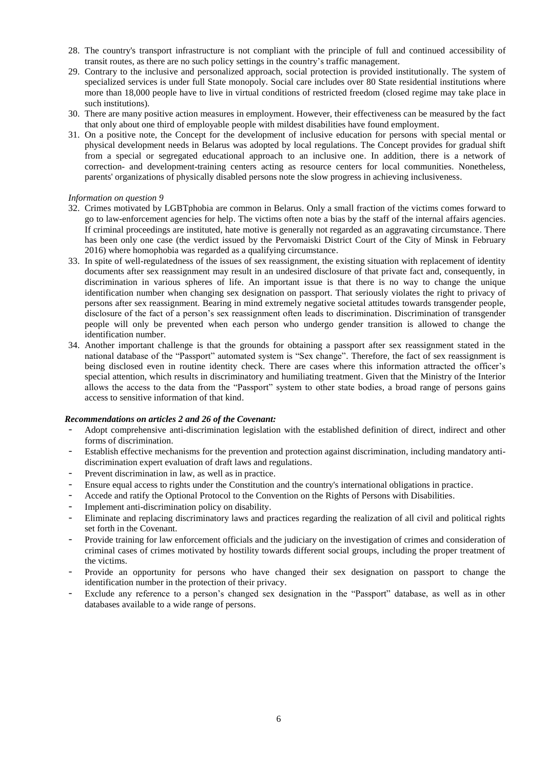28. The country's transport infrastructure is not compliant with the principle of full and continued accessibility of transit routes, as there are no such policy settings in the country's traffic management.
29. Contrary to the inclusive and personalized approach, social protection is provided institutionally. The system of specialized services is under full State monopoly. Social care includes over 80 State residential institutions where more than 18,000 people have to live in virtual conditions of restricted freedom (closed regime may take place in such institutions).
30. There are many positive action measures in employment. However, their effectiveness can be measured by the fact that only about one third of employable people with mildest disabilities have found employment.
31. On a positive note, the Concept for the development of inclusive education for persons with special mental or physical development needs in Belarus was adopted by local regulations. The Concept provides for gradual shift from a special or segregated educational approach to an inclusive one. In addition, there is a network of correction- and development-training centers acting as resource centers for local communities. Nonetheless, parents' organizations of physically disabled persons note the slow progress in achieving inclusiveness.

*Information on question 9*

32. Crimes motivated by LGBTphobia are common in Belarus. Only a small fraction of the victims comes forward to go to law-enforcement agencies for help. The victims often note a bias by the staff of the internal affairs agencies. If criminal proceedings are instituted, hate motive is generally not regarded as an aggravating circumstance. There has been only one case (the verdict issued by the Pervomaiski District Court of the City of Minsk in February 2016) where homophobia was regarded as a qualifying circumstance.
33. In spite of well-regulatedness of the issues of sex reassignment, the existing situation with replacement of identity documents after sex reassignment may result in an undesired disclosure of that private fact and, consequently, in discrimination in various spheres of life. An important issue is that there is no way to change the unique identification number when changing sex designation on passport. That seriously violates the right to privacy of persons after sex reassignment. Bearing in mind extremely negative societal attitudes towards transgender people, disclosure of the fact of a person's sex reassignment often leads to discrimination. Discrimination of transgender people will only be prevented when each person who undergo gender transition is allowed to change the identification number.
34. Another important challenge is that the grounds for obtaining a passport after sex reassignment stated in the national database of the "Passport" automated system is "Sex change". Therefore, the fact of sex reassignment is being disclosed even in routine identity check. There are cases where this information attracted the officer's special attention, which results in discriminatory and humiliating treatment. Given that the Ministry of the Interior allows the access to the data from the "Passport" system to other state bodies, a broad range of persons gains access to sensitive information of that kind.

***Recommendations on articles 2 and 26 of the Covenant:***

- Adopt comprehensive anti-discrimination legislation with the established definition of direct, indirect and other forms of discrimination.
- Establish effective mechanisms for the prevention and protection against discrimination, including mandatory anti-discrimination expert evaluation of draft laws and regulations.
- Prevent discrimination in law, as well as in practice.
- Ensure equal access to rights under the Constitution and the country's international obligations in practice.
- Accede and ratify the Optional Protocol to the Convention on the Rights of Persons with Disabilities.
- Implement anti-discrimination policy on disability.
- Eliminate and replacing discriminatory laws and practices regarding the realization of all civil and political rights set forth in the Covenant.
- Provide training for law enforcement officials and the judiciary on the investigation of crimes and consideration of criminal cases of crimes motivated by hostility towards different social groups, including the proper treatment of the victims.
- Provide an opportunity for persons who have changed their sex designation on passport to change the identification number in the protection of their privacy.
- Exclude any reference to a person's changed sex designation in the "Passport" database, as well as in other databases available to a wide range of persons.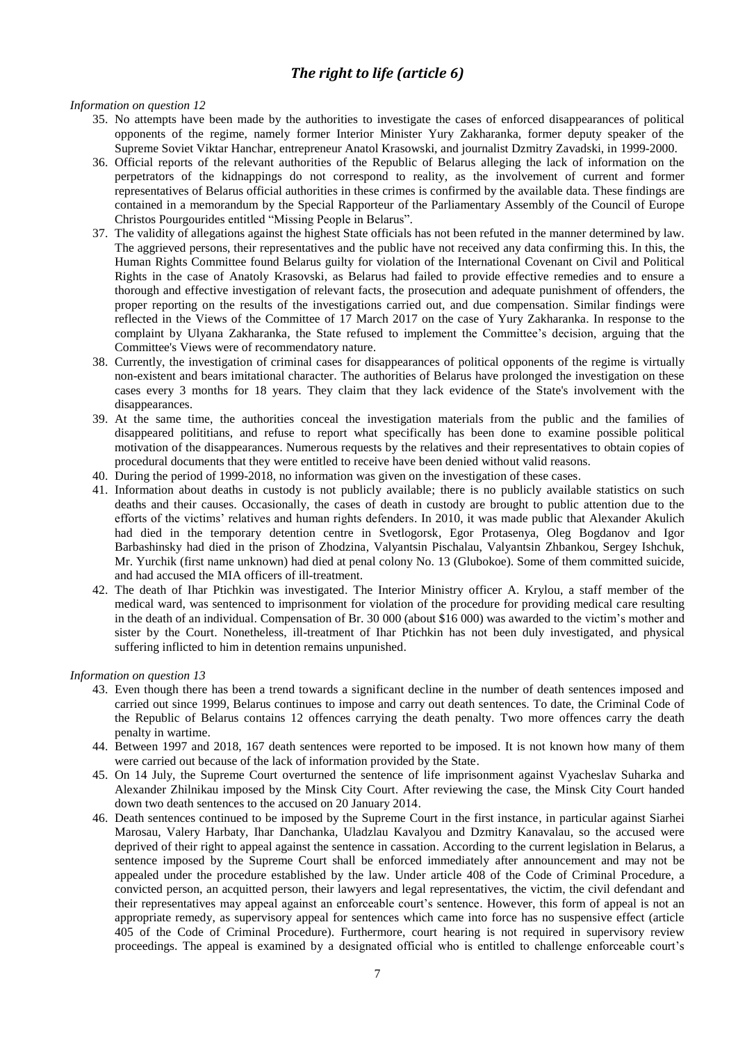## *The right to life (article 6)*

*Information on question 12*

35. No attempts have been made by the authorities to investigate the cases of enforced disappearances of political opponents of the regime, namely former Interior Minister Yury Zakharanka, former deputy speaker of the Supreme Soviet Viktar Hanchar, entrepreneur Anatol Krasowski, and journalist Dzmitry Zavadski, in 1999-2000.
36. Official reports of the relevant authorities of the Republic of Belarus alleging the lack of information on the perpetrators of the kidnappings do not correspond to reality, as the involvement of current and former representatives of Belarus official authorities in these crimes is confirmed by the available data. These findings are contained in a memorandum by the Special Rapporteur of the Parliamentary Assembly of the Council of Europe Christos Pourgourides entitled "Missing People in Belarus".
37. The validity of allegations against the highest State officials has not been refuted in the manner determined by law. The aggrieved persons, their representatives and the public have not received any data confirming this. In this, the Human Rights Committee found Belarus guilty for violation of the International Covenant on Civil and Political Rights in the case of Anatoly Krasovski, as Belarus had failed to provide effective remedies and to ensure a thorough and effective investigation of relevant facts, the prosecution and adequate punishment of offenders, the proper reporting on the results of the investigations carried out, and due compensation. Similar findings were reflected in the Views of the Committee of 17 March 2017 on the case of Yury Zakharanka. In response to the complaint by Ulyana Zakharanka, the State refused to implement the Committee's decision, arguing that the Committee's Views were of recommendatory nature.
38. Currently, the investigation of criminal cases for disappearances of political opponents of the regime is virtually non-existent and bears imitational character. The authorities of Belarus have prolonged the investigation on these cases every 3 months for 18 years. They claim that they lack evidence of the State's involvement with the disappearances.
39. At the same time, the authorities conceal the investigation materials from the public and the families of disappeared polititians, and refuse to report what specifically has been done to examine possible political motivation of the disappearances. Numerous requests by the relatives and their representatives to obtain copies of procedural documents that they were entitled to receive have been denied without valid reasons.
40. During the period of 1999-2018, no information was given on the investigation of these cases.
41. Information about deaths in custody is not publicly available; there is no publicly available statistics on such deaths and their causes. Occasionally, the cases of death in custody are brought to public attention due to the efforts of the victims' relatives and human rights defenders. In 2010, it was made public that Alexander Akulich had died in the temporary detention centre in Svetlogorsk, Egor Protasenya, Oleg Bogdanov and Igor Barbashinsky had died in the prison of Zhodzina, Valyantsin Pischalau, Valyantsin Zhbankou, Sergey Ishchuk, Mr. Yurchik (first name unknown) had died at penal colony No. 13 (Glubokoe). Some of them committed suicide, and had accused the MIA officers of ill-treatment.
42. The death of Ihar Ptichkin was investigated. The Interior Ministry officer A. Krylou, a staff member of the medical ward, was sentenced to imprisonment for violation of the procedure for providing medical care resulting in the death of an individual. Compensation of Br. 30 000 (about $16 000) was awarded to the victim's mother and sister by the Court. Nonetheless, ill-treatment of Ihar Ptichkin has not been duly investigated, and physical suffering inflicted to him in detention remains unpunished.

*Information on question 13*

43. Even though there has been a trend towards a significant decline in the number of death sentences imposed and carried out since 1999, Belarus continues to impose and carry out death sentences. To date, the Criminal Code of the Republic of Belarus contains 12 offences carrying the death penalty. Two more offences carry the death penalty in wartime.
44. Between 1997 and 2018, 167 death sentences were reported to be imposed. It is not known how many of them were carried out because of the lack of information provided by the State.
45. On 14 July, the Supreme Court overturned the sentence of life imprisonment against Vyacheslav Suharka and Alexander Zhilnikau imposed by the Minsk City Court. After reviewing the case, the Minsk City Court handed down two death sentences to the accused on 20 January 2014.
46. Death sentences continued to be imposed by the Supreme Court in the first instance, in particular against Siarhei Marosau, Valery Harbaty, Ihar Danchanka, Uladzlau Kavalyou and Dzmitry Kanavalau, so the accused were deprived of their right to appeal against the sentence in cassation. According to the current legislation in Belarus, a sentence imposed by the Supreme Court shall be enforced immediately after announcement and may not be appealed under the procedure established by the law. Under article 408 of the Code of Criminal Procedure, a convicted person, an acquitted person, their lawyers and legal representatives, the victim, the civil defendant and their representatives may appeal against an enforceable court's sentence. However, this form of appeal is not an appropriate remedy, as supervisory appeal for sentences which came into force has no suspensive effect (article 405 of the Code of Criminal Procedure). Furthermore, court hearing is not required in supervisory review proceedings. The appeal is examined by a designated official who is entitled to challenge enforceable court's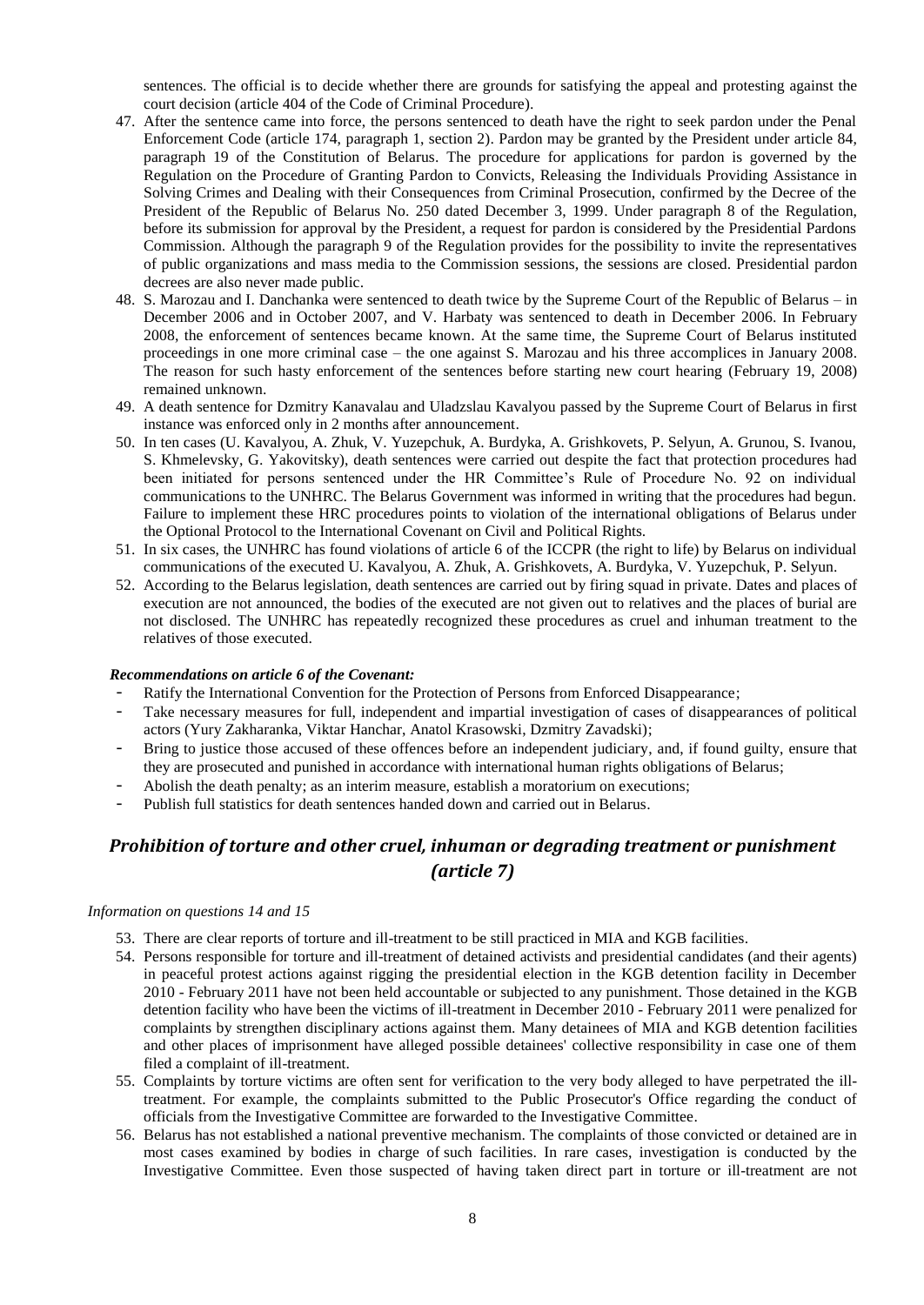sentences. The official is to decide whether there are grounds for satisfying the appeal and protesting against the court decision (article 404 of the Code of Criminal Procedure).

47. After the sentence came into force, the persons sentenced to death have the right to seek pardon under the Penal Enforcement Code (article 174, paragraph 1, section 2). Pardon may be granted by the President under article 84, paragraph 19 of the Constitution of Belarus. The procedure for applications for pardon is governed by the Regulation on the Procedure of Granting Pardon to Convicts, Releasing the Individuals Providing Assistance in Solving Crimes and Dealing with their Consequences from Criminal Prosecution, confirmed by the Decree of the President of the Republic of Belarus No. 250 dated December 3, 1999. Under paragraph 8 of the Regulation, before its submission for approval by the President, a request for pardon is considered by the Presidential Pardons Commission. Although the paragraph 9 of the Regulation provides for the possibility to invite the representatives of public organizations and mass media to the Commission sessions, the sessions are closed. Presidential pardon decrees are also never made public.
48. S. Marozau and I. Danchanka were sentenced to death twice by the Supreme Court of the Republic of Belarus – in December 2006 and in October 2007, and V. Harbaty was sentenced to death in December 2006. In February 2008, the enforcement of sentences became known. At the same time, the Supreme Court of Belarus instituted proceedings in one more criminal case – the one against S. Marozau and his three accomplices in January 2008. The reason for such hasty enforcement of the sentences before starting new court hearing (February 19, 2008) remained unknown.
49. A death sentence for Dzmitry Kanavalau and Uladzslau Kavalyou passed by the Supreme Court of Belarus in first instance was enforced only in 2 months after announcement.
50. In ten cases (U. Kavalyou, A. Zhuk, V. Yuzepchuk, A. Burdyka, A. Grishkovets, P. Selyun, A. Grunou, S. Ivanou, S. Khmelevsky, G. Yakovitsky), death sentences were carried out despite the fact that protection procedures had been initiated for persons sentenced under the HR Committee's Rule of Procedure No. 92 on individual communications to the UNHRC. The Belarus Government was informed in writing that the procedures had begun. Failure to implement these HRC procedures points to violation of the international obligations of Belarus under the Optional Protocol to the International Covenant on Civil and Political Rights.
51. In six cases, the UNHRC has found violations of article 6 of the ICCPR (the right to life) by Belarus on individual communications of the executed U. Kavalyou, A. Zhuk, A. Grishkovets, A. Burdyka, V. Yuzepchuk, P. Selyun.
52. According to the Belarus legislation, death sentences are carried out by firing squad in private. Dates and places of execution are not announced, the bodies of the executed are not given out to relatives and the places of burial are not disclosed. The UNHRC has repeatedly recognized these procedures as cruel and inhuman treatment to the relatives of those executed.

***Recommendations on article 6 of the Covenant:***

- Ratify the International Convention for the Protection of Persons from Enforced Disappearance;
- Take necessary measures for full, independent and impartial investigation of cases of disappearances of political actors (Yury Zakharanka, Viktar Hanchar, Anatol Krasowski, Dzmitry Zavadski);
- Bring to justice those accused of these offences before an independent judiciary, and, if found guilty, ensure that they are prosecuted and punished in accordance with international human rights obligations of Belarus;
- Abolish the death penalty; as an interim measure, establish a moratorium on executions;
- Publish full statistics for death sentences handed down and carried out in Belarus.

## *Prohibition of torture and other cruel, inhuman or degrading treatment or punishment (article 7)*

*Information on questions 14 and 15*

53. There are clear reports of torture and ill-treatment to be still practiced in MIA and KGB facilities.
54. Persons responsible for torture and ill-treatment of detained activists and presidential candidates (and their agents) in peaceful protest actions against rigging the presidential election in the KGB detention facility in December 2010 - February 2011 have not been held accountable or subjected to any punishment. Those detained in the KGB detention facility who have been the victims of ill-treatment in December 2010 - February 2011 were penalized for complaints by strengthen disciplinary actions against them. Many detainees of MIA and KGB detention facilities and other places of imprisonment have alleged possible detainees' collective responsibility in case one of them filed a complaint of ill-treatment.
55. Complaints by torture victims are often sent for verification to the very body alleged to have perpetrated the ill-treatment. For example, the complaints submitted to the Public Prosecutor's Office regarding the conduct of officials from the Investigative Committee are forwarded to the Investigative Committee.
56. Belarus has not established a national preventive mechanism. The complaints of those convicted or detained are in most cases examined by bodies in charge of such facilities. In rare cases, investigation is conducted by the Investigative Committee. Even those suspected of having taken direct part in torture or ill-treatment are not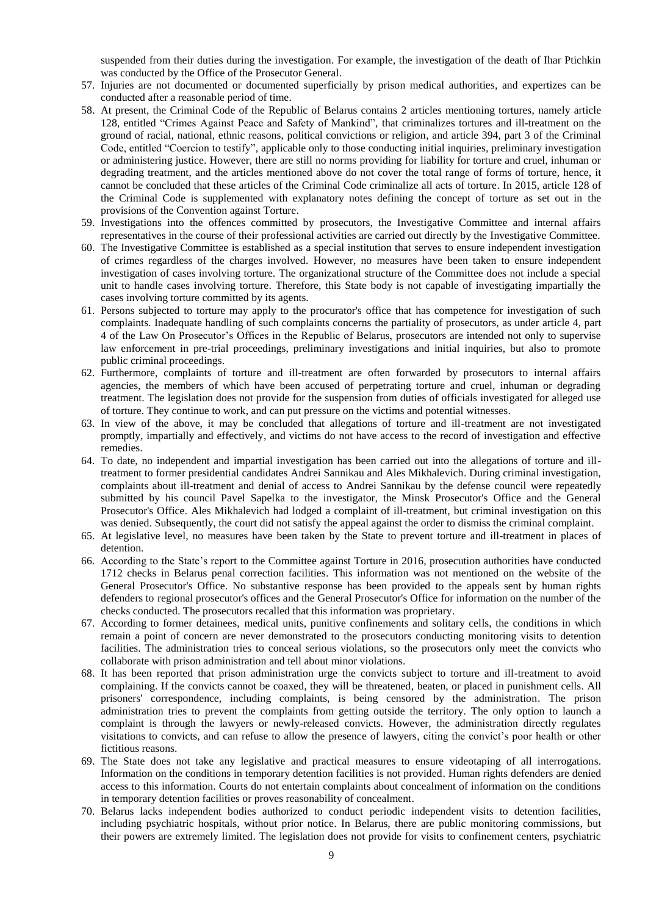suspended from their duties during the investigation. For example, the investigation of the death of Ihar Ptichkin was conducted by the Office of the Prosecutor General.

57. Injuries are not documented or documented superficially by prison medical authorities, and expertizes can be conducted after a reasonable period of time.
58. At present, the Criminal Code of the Republic of Belarus contains 2 articles mentioning tortures, namely article 128, entitled "Crimes Against Peace and Safety of Mankind", that criminalizes tortures and ill-treatment on the ground of racial, national, ethnic reasons, political convictions or religion, and article 394, part 3 of the Criminal Code, entitled "Coercion to testify", applicable only to those conducting initial inquiries, preliminary investigation or administering justice. However, there are still no norms providing for liability for torture and cruel, inhuman or degrading treatment, and the articles mentioned above do not cover the total range of forms of torture, hence, it cannot be concluded that these articles of the Criminal Code criminalize all acts of torture. In 2015, article 128 of the Criminal Code is supplemented with explanatory notes defining the concept of torture as set out in the provisions of the Convention against Torture.
59. Investigations into the offences committed by prosecutors, the Investigative Committee and internal affairs representatives in the course of their professional activities are carried out directly by the Investigative Committee.
60. The Investigative Committee is established as a special institution that serves to ensure independent investigation of crimes regardless of the charges involved. However, no measures have been taken to ensure independent investigation of cases involving torture. The organizational structure of the Committee does not include a special unit to handle cases involving torture. Therefore, this State body is not capable of investigating impartially the cases involving torture committed by its agents.
61. Persons subjected to torture may apply to the procurator's office that has competence for investigation of such complaints. Inadequate handling of such complaints concerns the partiality of prosecutors, as under article 4, part 4 of the Law On Prosecutor's Offices in the Republic of Belarus, prosecutors are intended not only to supervise law enforcement in pre-trial proceedings, preliminary investigations and initial inquiries, but also to promote public criminal proceedings.
62. Furthermore, complaints of torture and ill-treatment are often forwarded by prosecutors to internal affairs agencies, the members of which have been accused of perpetrating torture and cruel, inhuman or degrading treatment. The legislation does not provide for the suspension from duties of officials investigated for alleged use of torture. They continue to work, and can put pressure on the victims and potential witnesses.
63. In view of the above, it may be concluded that allegations of torture and ill-treatment are not investigated promptly, impartially and effectively, and victims do not have access to the record of investigation and effective remedies.
64. To date, no independent and impartial investigation has been carried out into the allegations of torture and ill-treatment to former presidential candidates Andrei Sannikau and Ales Mikhalevich. During criminal investigation, complaints about ill-treatment and denial of access to Andrei Sannikau by the defense council were repeatedly submitted by his council Pavel Sapelka to the investigator, the Minsk Prosecutor's Office and the General Prosecutor's Office. Ales Mikhalevich had lodged a complaint of ill-treatment, but criminal investigation on this was denied. Subsequently, the court did not satisfy the appeal against the order to dismiss the criminal complaint.
65. At legislative level, no measures have been taken by the State to prevent torture and ill-treatment in places of detention.
66. According to the State's report to the Committee against Torture in 2016, prosecution authorities have conducted 1712 checks in Belarus penal correction facilities. This information was not mentioned on the website of the General Prosecutor's Office. No substantive response has been provided to the appeals sent by human rights defenders to regional prosecutor's offices and the General Prosecutor's Office for information on the number of the checks conducted. The prosecutors recalled that this information was proprietary.
67. According to former detainees, medical units, punitive confinements and solitary cells, the conditions in which remain a point of concern are never demonstrated to the prosecutors conducting monitoring visits to detention facilities. The administration tries to conceal serious violations, so the prosecutors only meet the convicts who collaborate with prison administration and tell about minor violations.
68. It has been reported that prison administration urge the convicts subject to torture and ill-treatment to avoid complaining. If the convicts cannot be coaxed, they will be threatened, beaten, or placed in punishment cells. All prisoners' correspondence, including complaints, is being censored by the administration. The prison administration tries to prevent the complaints from getting outside the territory. The only option to launch a complaint is through the lawyers or newly-released convicts. However, the administration directly regulates visitations to convicts, and can refuse to allow the presence of lawyers, citing the convict's poor health or other fictitious reasons.
69. The State does not take any legislative and practical measures to ensure videotaping of all interrogations. Information on the conditions in temporary detention facilities is not provided. Human rights defenders are denied access to this information. Courts do not entertain complaints about concealment of information on the conditions in temporary detention facilities or proves reasonability of concealment.
70. Belarus lacks independent bodies authorized to conduct periodic independent visits to detention facilities, including psychiatric hospitals, without prior notice. In Belarus, there are public monitoring commissions, but their powers are extremely limited. The legislation does not provide for visits to confinement centers, psychiatric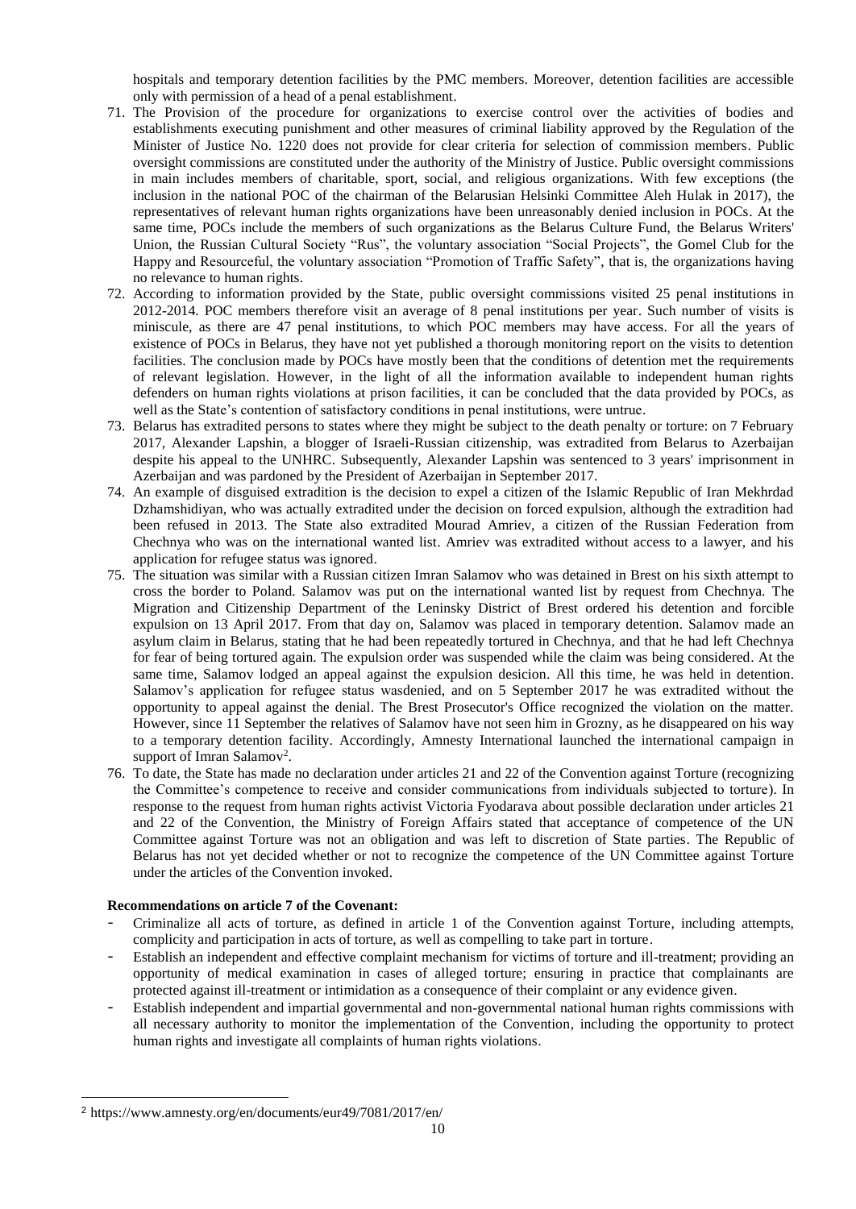hospitals and temporary detention facilities by the PMC members. Moreover, detention facilities are accessible only with permission of a head of a penal establishment.

71. The Provision of the procedure for organizations to exercise control over the activities of bodies and establishments executing punishment and other measures of criminal liability approved by the Regulation of the Minister of Justice No. 1220 does not provide for clear criteria for selection of commission members. Public oversight commissions are constituted under the authority of the Ministry of Justice. Public oversight commissions in main includes members of charitable, sport, social, and religious organizations. With few exceptions (the inclusion in the national POC of the chairman of the Belarusian Helsinki Committee Aleh Hulak in 2017), the representatives of relevant human rights organizations have been unreasonably denied inclusion in POCs. At the same time, POCs include the members of such organizations as the Belarus Culture Fund, the Belarus Writers' Union, the Russian Cultural Society "Rus", the voluntary association "Social Projects", the Gomel Club for the Happy and Resourceful, the voluntary association "Promotion of Traffic Safety", that is, the organizations having no relevance to human rights.
72. According to information provided by the State, public oversight commissions visited 25 penal institutions in 2012-2014. POC members therefore visit an average of 8 penal institutions per year. Such number of visits is miniscule, as there are 47 penal institutions, to which POC members may have access. For all the years of existence of POCs in Belarus, they have not yet published a thorough monitoring report on the visits to detention facilities. The conclusion made by POCs have mostly been that the conditions of detention met the requirements of relevant legislation. However, in the light of all the information available to independent human rights defenders on human rights violations at prison facilities, it can be concluded that the data provided by POCs, as well as the State's contention of satisfactory conditions in penal institutions, were untrue.
73. Belarus has extradited persons to states where they might be subject to the death penalty or torture: on 7 February 2017, Alexander Lapshin, a blogger of Israeli-Russian citizenship, was extradited from Belarus to Azerbaijan despite his appeal to the UNHRC. Subsequently, Alexander Lapshin was sentenced to 3 years' imprisonment in Azerbaijan and was pardoned by the President of Azerbaijan in September 2017.
74. An example of disguised extradition is the decision to expel a citizen of the Islamic Republic of Iran Mekhrdad Dzhamshidiyan, who was actually extradited under the decision on forced expulsion, although the extradition had been refused in 2013. The State also extradited Mourad Amriev, a citizen of the Russian Federation from Chechnya who was on the international wanted list. Amriev was extradited without access to a lawyer, and his application for refugee status was ignored.
75. The situation was similar with a Russian citizen Imran Salamov who was detained in Brest on his sixth attempt to cross the border to Poland. Salamov was put on the international wanted list by request from Chechnya. The Migration and Citizenship Department of the Leninsky District of Brest ordered his detention and forcible expulsion on 13 April 2017. From that day on, Salamov was placed in temporary detention. Salamov made an asylum claim in Belarus, stating that he had been repeatedly tortured in Chechnya, and that he had left Chechnya for fear of being tortured again. The expulsion order was suspended while the claim was being considered. At the same time, Salamov lodged an appeal against the expulsion desicion. All this time, he was held in detention. Salamov's application for refugee status wasdenied, and on 5 September 2017 he was extradited without the opportunity to appeal against the denial. The Brest Prosecutor's Office recognized the violation on the matter. However, since 11 September the relatives of Salamov have not seen him in Grozny, as he disappeared on his way to a temporary detention facility. Accordingly, Amnesty International launched the international campaign in support of Imran Salamov[2].
76. To date, the State has made no declaration under articles 21 and 22 of the Convention against Torture (recognizing the Committee's competence to receive and consider communications from individuals subjected to torture). In response to the request from human rights activist Victoria Fyodarava about possible declaration under articles 21 and 22 of the Convention, the Ministry of Foreign Affairs stated that acceptance of competence of the UN Committee against Torture was not an obligation and was left to discretion of State parties. The Republic of Belarus has not yet decided whether or not to recognize the competence of the UN Committee against Torture under the articles of the Convention invoked.

**Recommendations on article 7 of the Covenant:**

- Criminalize all acts of torture, as defined in article 1 of the Convention against Torture, including attempts, complicity and participation in acts of torture, as well as compelling to take part in torture.
- Establish an independent and effective complaint mechanism for victims of torture and ill-treatment; providing an opportunity of medical examination in cases of alleged torture; ensuring in practice that complainants are protected against ill-treatment or intimidation as a consequence of their complaint or any evidence given.
- Establish independent and impartial governmental and non-governmental national human rights commissions with all necessary authority to monitor the implementation of the Convention, including the opportunity to protect human rights and investigate all complaints of human rights violations.

[2] https://www.amnesty.org/en/documents/eur49/7081/2017/en/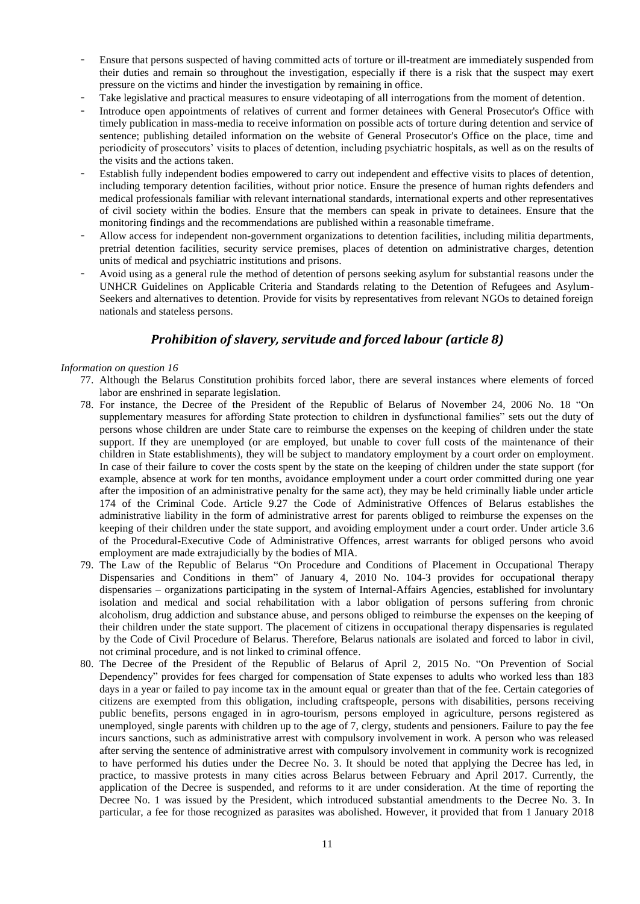- Ensure that persons suspected of having committed acts of torture or ill-treatment are immediately suspended from their duties and remain so throughout the investigation, especially if there is a risk that the suspect may exert pressure on the victims and hinder the investigation by remaining in office.
- Take legislative and practical measures to ensure videotaping of all interrogations from the moment of detention.
- Introduce open appointments of relatives of current and former detainees with General Prosecutor's Office with timely publication in mass-media to receive information on possible acts of torture during detention and service of sentence; publishing detailed information on the website of General Prosecutor's Office on the place, time and periodicity of prosecutors' visits to places of detention, including psychiatric hospitals, as well as on the results of the visits and the actions taken.
- Establish fully independent bodies empowered to carry out independent and effective visits to places of detention, including temporary detention facilities, without prior notice. Ensure the presence of human rights defenders and medical professionals familiar with relevant international standards, international experts and other representatives of civil society within the bodies. Ensure that the members can speak in private to detainees. Ensure that the monitoring findings and the recommendations are published within a reasonable timeframe.
- Allow access for independent non-government organizations to detention facilities, including militia departments, pretrial detention facilities, security service premises, places of detention on administrative charges, detention units of medical and psychiatric institutions and prisons.
- Avoid using as a general rule the method of detention of persons seeking asylum for substantial reasons under the UNHCR Guidelines on Applicable Criteria and Standards relating to the Detention of Refugees and Asylum-Seekers and alternatives to detention. Provide for visits by representatives from relevant NGOs to detained foreign nationals and stateless persons.

## *Prohibition of slavery, servitude and forced labour (article 8)*

*Information on question 16*

77. Although the Belarus Constitution prohibits forced labor, there are several instances where elements of forced labor are enshrined in separate legislation.
78. For instance, the Decree of the President of the Republic of Belarus of November 24, 2006 No. 18 "On supplementary measures for affording State protection to children in dysfunctional families" sets out the duty of persons whose children are under State care to reimburse the expenses on the keeping of children under the state support. If they are unemployed (or are employed, but unable to cover full costs of the maintenance of their children in State establishments), they will be subject to mandatory employment by a court order on employment. In case of their failure to cover the costs spent by the state on the keeping of children under the state support (for example, absence at work for ten months, avoidance employment under a court order committed during one year after the imposition of an administrative penalty for the same act), they may be held criminally liable under article 174 of the Criminal Code. Article 9.27 the Code of Administrative Offences of Belarus establishes the administrative liability in the form of administrative arrest for parents obliged to reimburse the expenses on the keeping of their children under the state support, and avoiding employment under a court order. Under article 3.6 of the Procedural-Executive Code of Administrative Offences, arrest warrants for obliged persons who avoid employment are made extrajudicially by the bodies of MIA.
79. The Law of the Republic of Belarus "On Procedure and Conditions of Placement in Occupational Therapy Dispensaries and Conditions in them" of January 4, 2010 No. 104-З provides for occupational therapy dispensaries – organizations participating in the system of Internal-Affairs Agencies, established for involuntary isolation and medical and social rehabilitation with a labor obligation of persons suffering from chronic alcoholism, drug addiction and substance abuse, and persons obliged to reimburse the expenses on the keeping of their children under the state support. The placement of citizens in occupational therapy dispensaries is regulated by the Code of Civil Procedure of Belarus. Therefore, Belarus nationals are isolated and forced to labor in civil, not criminal procedure, and is not linked to criminal offence.
80. The Decree of the President of the Republic of Belarus of April 2, 2015 No. "On Prevention of Social Dependency" provides for fees charged for compensation of State expenses to adults who worked less than 183 days in a year or failed to pay income tax in the amount equal or greater than that of the fee. Certain categories of citizens are exempted from this obligation, including craftspeople, persons with disabilities, persons receiving public benefits, persons engaged in in agro-tourism, persons employed in agriculture, persons registered as unemployed, single parents with children up to the age of 7, clergy, students and pensioners. Failure to pay the fee incurs sanctions, such as administrative arrest with compulsory involvement in work. A person who was released after serving the sentence of administrative arrest with compulsory involvement in community work is recognized to have performed his duties under the Decree No. 3. It should be noted that applying the Decree has led, in practice, to massive protests in many cities across Belarus between February and April 2017. Currently, the application of the Decree is suspended, and reforms to it are under consideration. At the time of reporting the Decree No. 1 was issued by the President, which introduced substantial amendments to the Decree No. 3. In particular, a fee for those recognized as parasites was abolished. However, it provided that from 1 January 2018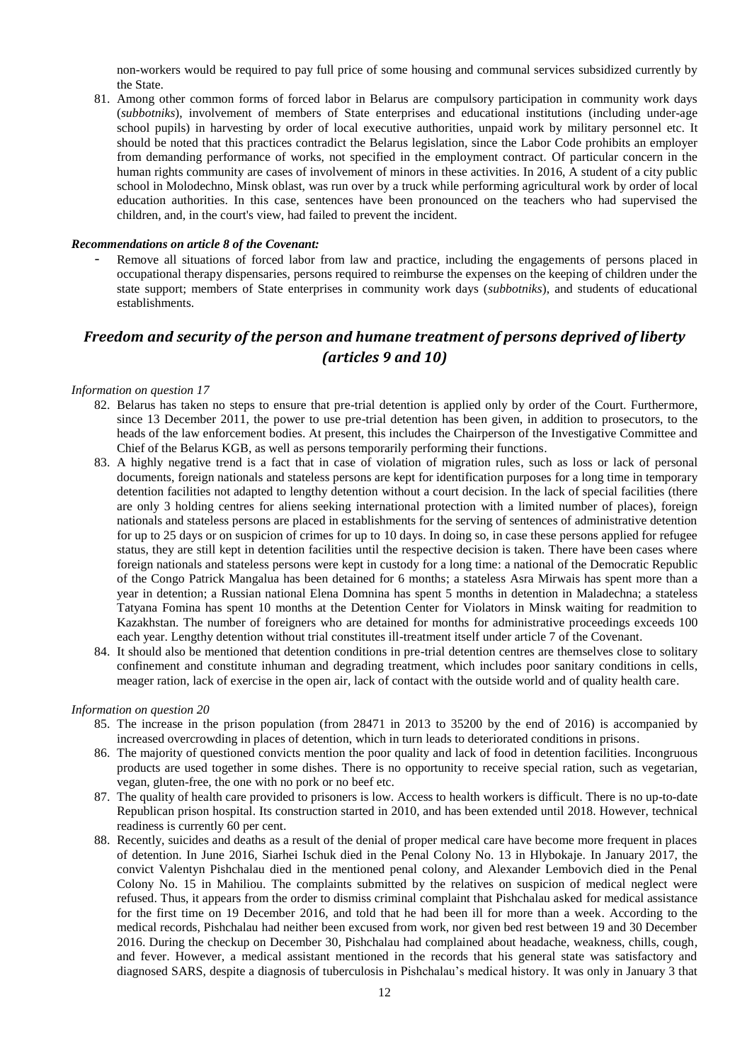non-workers would be required to pay full price of some housing and communal services subsidized currently by the State.

81. Among other common forms of forced labor in Belarus are compulsory participation in community work days (*subbotniks*), involvement of members of State enterprises and educational institutions (including under-age school pupils) in harvesting by order of local executive authorities, unpaid work by military personnel etc. It should be noted that this practices contradict the Belarus legislation, since the Labor Code prohibits an employer from demanding performance of works, not specified in the employment contract. Of particular concern in the human rights community are cases of involvement of minors in these activities. In 2016, A student of a city public school in Molodechno, Minsk oblast, was run over by a truck while performing agricultural work by order of local education authorities. In this case, sentences have been pronounced on the teachers who had supervised the children, and, in the court's view, had failed to prevent the incident.

***Recommendations on article 8 of the Covenant:***

- Remove all situations of forced labor from law and practice, including the engagements of persons placed in occupational therapy dispensaries, persons required to reimburse the expenses on the keeping of children under the state support; members of State enterprises in community work days (*subbotniks*), and students of educational establishments.

## *Freedom and security of the person and humane treatment of persons deprived of liberty (articles 9 and 10)*

*Information on question 17*

82. Belarus has taken no steps to ensure that pre-trial detention is applied only by order of the Court. Furthermore, since 13 December 2011, the power to use pre-trial detention has been given, in addition to prosecutors, to the heads of the law enforcement bodies. At present, this includes the Chairperson of the Investigative Committee and Chief of the Belarus KGB, as well as persons temporarily performing their functions.
83. A highly negative trend is a fact that in case of violation of migration rules, such as loss or lack of personal documents, foreign nationals and stateless persons are kept for identification purposes for a long time in temporary detention facilities not adapted to lengthy detention without a court decision. In the lack of special facilities (there are only 3 holding centres for aliens seeking international protection with a limited number of places), foreign nationals and stateless persons are placed in establishments for the serving of sentences of administrative detention for up to 25 days or on suspicion of crimes for up to 10 days. In doing so, in case these persons applied for refugee status, they are still kept in detention facilities until the respective decision is taken. There have been cases where foreign nationals and stateless persons were kept in custody for a long time: a national of the Democratic Republic of the Congo Patrick Mangalua has been detained for 6 months; a stateless Asra Mirwais has spent more than a year in detention; a Russian national Elena Domnina has spent 5 months in detention in Maladechna; a stateless Tatyana Fomina has spent 10 months at the Detention Center for Violators in Minsk waiting for readmition to Kazakhstan. The number of foreigners who are detained for months for administrative proceedings exceeds 100 each year. Lengthy detention without trial constitutes ill-treatment itself under article 7 of the Covenant.
84. It should also be mentioned that detention conditions in pre-trial detention centres are themselves close to solitary confinement and constitute inhuman and degrading treatment, which includes poor sanitary conditions in cells, meager ration, lack of exercise in the open air, lack of contact with the outside world and of quality health care.

*Information on question 20*

85. The increase in the prison population (from 28471 in 2013 to 35200 by the end of 2016) is accompanied by increased overcrowding in places of detention, which in turn leads to deteriorated conditions in prisons.
86. The majority of questioned convicts mention the poor quality and lack of food in detention facilities. Incongruous products are used together in some dishes. There is no opportunity to receive special ration, such as vegetarian, vegan, gluten-free, the one with no pork or no beef etc.
87. The quality of health care provided to prisoners is low. Access to health workers is difficult. There is no up-to-date Republican prison hospital. Its construction started in 2010, and has been extended until 2018. However, technical readiness is currently 60 per cent.
88. Recently, suicides and deaths as a result of the denial of proper medical care have become more frequent in places of detention. In June 2016, Siarhei Ischuk died in the Penal Colony No. 13 in Hlybokaje. In January 2017, the convict Valentyn Pishchalau died in the mentioned penal colony, and Alexander Lembovich died in the Penal Colony No. 15 in Mahiliou. The complaints submitted by the relatives on suspicion of medical neglect were refused. Thus, it appears from the order to dismiss criminal complaint that Pishchalau asked for medical assistance for the first time on 19 December 2016, and told that he had been ill for more than a week. According to the medical records, Pishchalau had neither been excused from work, nor given bed rest between 19 and 30 December 2016. During the checkup on December 30, Pishchalau had complained about headache, weakness, chills, cough, and fever. However, a medical assistant mentioned in the records that his general state was satisfactory and diagnosed SARS, despite a diagnosis of tuberculosis in Pishchalau's medical history. It was only in January 3 that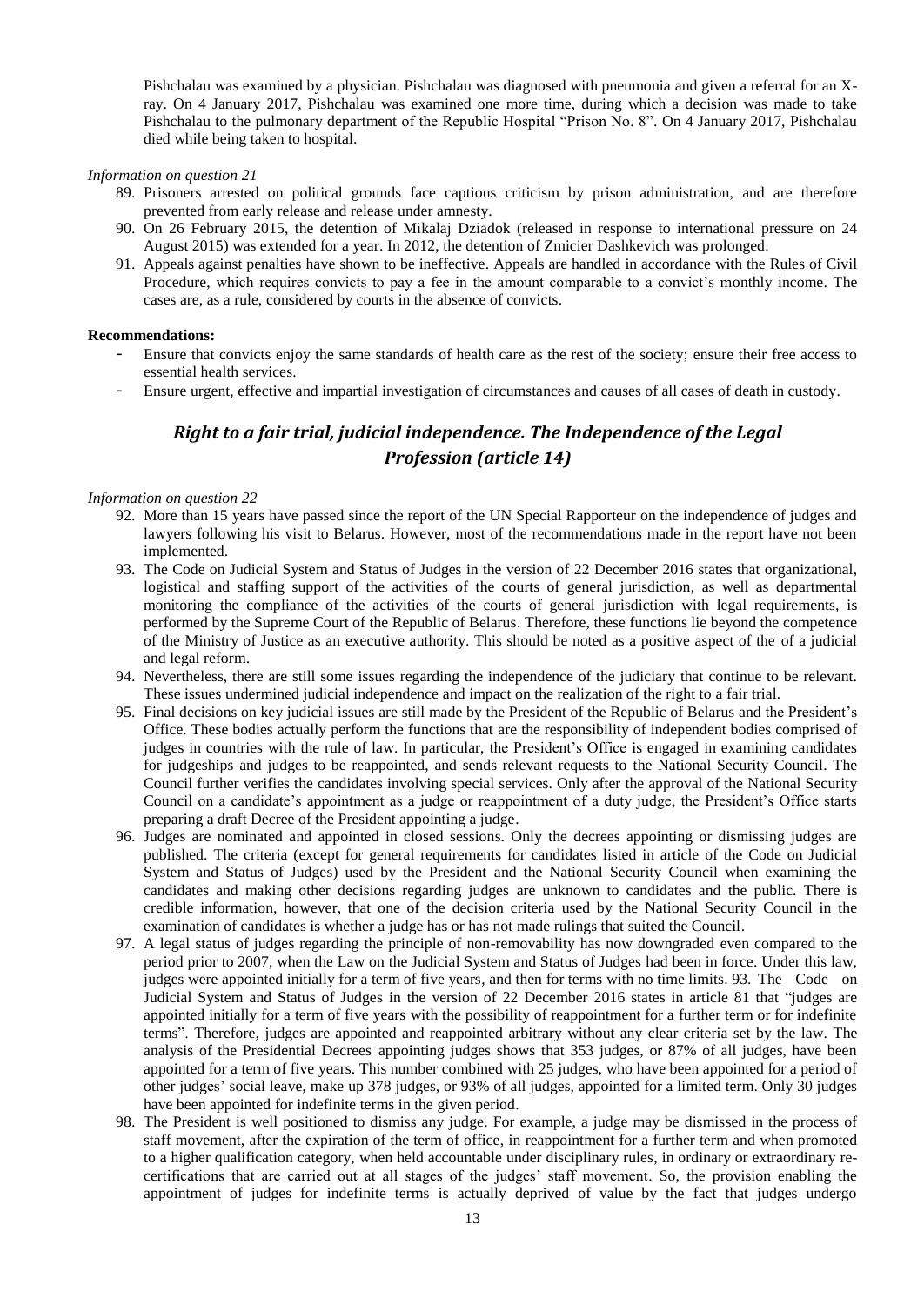Pishchalau was examined by a physician. Pishchalau was diagnosed with pneumonia and given a referral for an X-ray. On 4 January 2017, Pishchalau was examined one more time, during which a decision was made to take Pishchalau to the pulmonary department of the Republic Hospital "Prison No. 8". On 4 January 2017, Pishchalau died while being taken to hospital.

*Information on question 21*

89. Prisoners arrested on political grounds face captious criticism by prison administration, and are therefore prevented from early release and release under amnesty.
90. On 26 February 2015, the detention of Mikalaj Dziadok (released in response to international pressure on 24 August 2015) was extended for a year. In 2012, the detention of Zmicier Dashkevich was prolonged.
91. Appeals against penalties have shown to be ineffective. Appeals are handled in accordance with the Rules of Civil Procedure, which requires convicts to pay a fee in the amount comparable to a convict's monthly income. The cases are, as a rule, considered by courts in the absence of convicts.

**Recommendations:**

- Ensure that convicts enjoy the same standards of health care as the rest of the society; ensure their free access to essential health services.
- Ensure urgent, effective and impartial investigation of circumstances and causes of all cases of death in custody.

## *Right to a fair trial, judicial independence. The Independence of the Legal Profession (article 14)*

*Information on question 22*

92. More than 15 years have passed since the report of the UN Special Rapporteur on the independence of judges and lawyers following his visit to Belarus. However, most of the recommendations made in the report have not been implemented.
93. The Code on Judicial System and Status of Judges in the version of 22 December 2016 states that organizational, logistical and staffing support of the activities of the courts of general jurisdiction, as well as departmental monitoring the compliance of the activities of the courts of general jurisdiction with legal requirements, is performed by the Supreme Court of the Republic of Belarus. Therefore, these functions lie beyond the competence of the Ministry of Justice as an executive authority. This should be noted as a positive aspect of the of a judicial and legal reform.
94. Nevertheless, there are still some issues regarding the independence of the judiciary that continue to be relevant. These issues undermined judicial independence and impact on the realization of the right to a fair trial.
95. Final decisions on key judicial issues are still made by the President of the Republic of Belarus and the President's Office. These bodies actually perform the functions that are the responsibility of independent bodies comprised of judges in countries with the rule of law. In particular, the President's Office is engaged in examining candidates for judgeships and judges to be reappointed, and sends relevant requests to the National Security Council. The Council further verifies the candidates involving special services. Only after the approval of the National Security Council on a candidate's appointment as a judge or reappointment of a duty judge, the President's Office starts preparing a draft Decree of the President appointing a judge.
96. Judges are nominated and appointed in closed sessions. Only the decrees appointing or dismissing judges are published. The criteria (except for general requirements for candidates listed in article of the Code on Judicial System and Status of Judges) used by the President and the National Security Council when examining the candidates and making other decisions regarding judges are unknown to candidates and the public. There is credible information, however, that one of the decision criteria used by the National Security Council in the examination of candidates is whether a judge has or has not made rulings that suited the Council.
97. A legal status of judges regarding the principle of non-removability has now downgraded even compared to the period prior to 2007, when the Law on the Judicial System and Status of Judges had been in force. Under this law, judges were appointed initially for a term of five years, and then for terms with no time limits. 93. The Code on Judicial System and Status of Judges in the version of 22 December 2016 states in article 81 that "judges are appointed initially for a term of five years with the possibility of reappointment for a further term or for indefinite terms". Therefore, judges are appointed and reappointed arbitrary without any clear criteria set by the law. The analysis of the Presidential Decrees appointing judges shows that 353 judges, or 87% of all judges, have been appointed for a term of five years. This number combined with 25 judges, who have been appointed for a period of other judges' social leave, make up 378 judges, or 93% of all judges, appointed for a limited term. Only 30 judges have been appointed for indefinite terms in the given period.
98. The President is well positioned to dismiss any judge. For example, a judge may be dismissed in the process of staff movement, after the expiration of the term of office, in reappointment for a further term and when promoted to a higher qualification category, when held accountable under disciplinary rules, in ordinary or extraordinary re-certifications that are carried out at all stages of the judges' staff movement. So, the provision enabling the appointment of judges for indefinite terms is actually deprived of value by the fact that judges undergo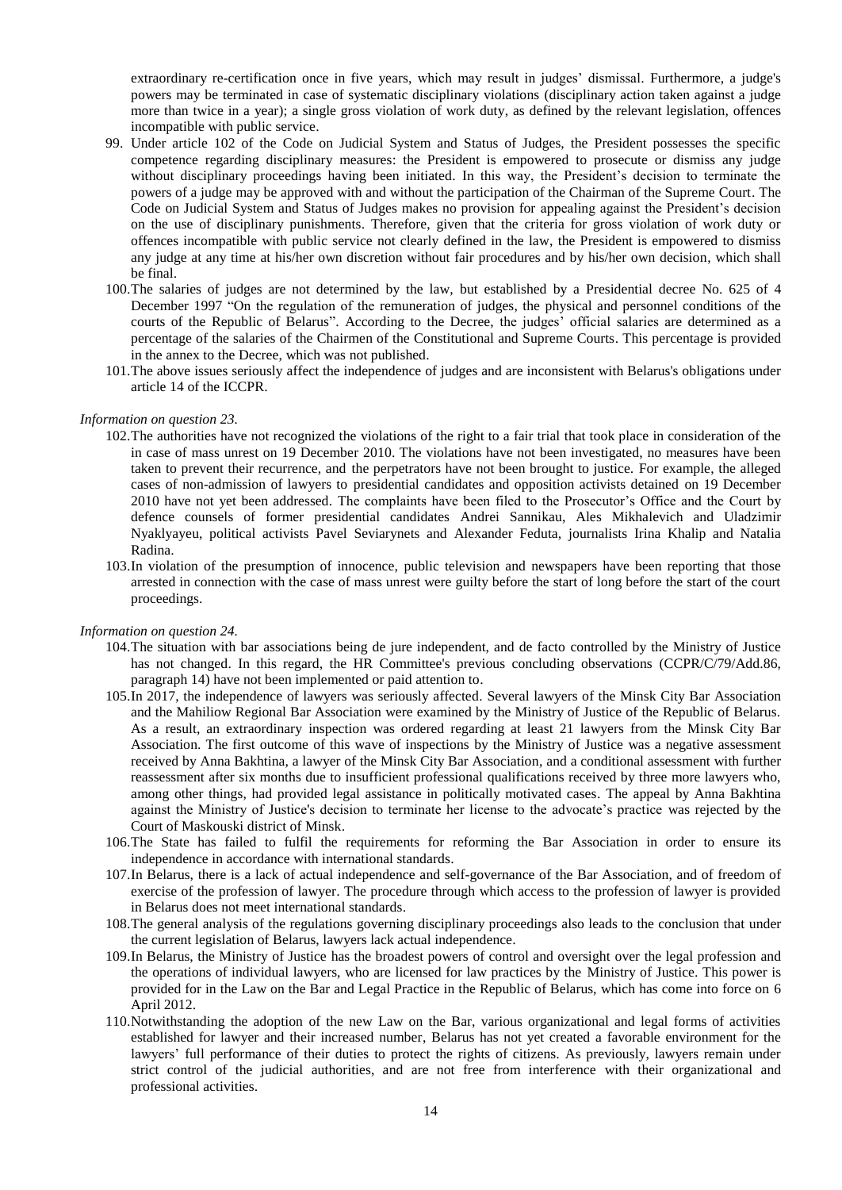extraordinary re-certification once in five years, which may result in judges' dismissal. Furthermore, a judge's powers may be terminated in case of systematic disciplinary violations (disciplinary action taken against a judge more than twice in a year); a single gross violation of work duty, as defined by the relevant legislation, offences incompatible with public service.

99. Under article 102 of the Code on Judicial System and Status of Judges, the President possesses the specific competence regarding disciplinary measures: the President is empowered to prosecute or dismiss any judge without disciplinary proceedings having been initiated. In this way, the President's decision to terminate the powers of a judge may be approved with and without the participation of the Chairman of the Supreme Court. The Code on Judicial System and Status of Judges makes no provision for appealing against the President's decision on the use of disciplinary punishments. Therefore, given that the criteria for gross violation of work duty or offences incompatible with public service not clearly defined in the law, the President is empowered to dismiss any judge at any time at his/her own discretion without fair procedures and by his/her own decision, which shall be final.
100. The salaries of judges are not determined by the law, but established by a Presidential decree No. 625 of 4 December 1997 "On the regulation of the remuneration of judges, the physical and personnel conditions of the courts of the Republic of Belarus". According to the Decree, the judges' official salaries are determined as a percentage of the salaries of the Chairmen of the Constitutional and Supreme Courts. This percentage is provided in the annex to the Decree, which was not published.
101. The above issues seriously affect the independence of judges and are inconsistent with Belarus's obligations under article 14 of the ICCPR.

*Information on question 23.*

102. The authorities have not recognized the violations of the right to a fair trial that took place in consideration of the in case of mass unrest on 19 December 2010. The violations have not been investigated, no measures have been taken to prevent their recurrence, and the perpetrators have not been brought to justice. For example, the alleged cases of non-admission of lawyers to presidential candidates and opposition activists detained on 19 December 2010 have not yet been addressed. The complaints have been filed to the Prosecutor's Office and the Court by defence counsels of former presidential candidates Andrei Sannikau, Ales Mikhalevich and Uladzimir Nyaklyayeu, political activists Pavel Seviarynets and Alexander Feduta, journalists Irina Khalip and Natalia Radina.
103. In violation of the presumption of innocence, public television and newspapers have been reporting that those arrested in connection with the case of mass unrest were guilty before the start of long before the start of the court proceedings.

*Information on question 24.*

104. The situation with bar associations being de jure independent, and de facto controlled by the Ministry of Justice has not changed. In this regard, the HR Committee's previous concluding observations (CCPR/C/79/Add.86, paragraph 14) have not been implemented or paid attention to.
105. In 2017, the independence of lawyers was seriously affected. Several lawyers of the Minsk City Bar Association and the Mahiliow Regional Bar Association were examined by the Ministry of Justice of the Republic of Belarus. As a result, an extraordinary inspection was ordered regarding at least 21 lawyers from the Minsk City Bar Association. The first outcome of this wave of inspections by the Ministry of Justice was a negative assessment received by Anna Bakhtina, a lawyer of the Minsk City Bar Association, and a conditional assessment with further reassessment after six months due to insufficient professional qualifications received by three more lawyers who, among other things, had provided legal assistance in politically motivated cases. The appeal by Anna Bakhtina against the Ministry of Justice's decision to terminate her license to the advocate's practice was rejected by the Court of Maskouski district of Minsk.
106. The State has failed to fulfil the requirements for reforming the Bar Association in order to ensure its independence in accordance with international standards.
107. In Belarus, there is a lack of actual independence and self-governance of the Bar Association, and of freedom of exercise of the profession of lawyer. The procedure through which access to the profession of lawyer is provided in Belarus does not meet international standards.
108. The general analysis of the regulations governing disciplinary proceedings also leads to the conclusion that under the current legislation of Belarus, lawyers lack actual independence.
109. In Belarus, the Ministry of Justice has the broadest powers of control and oversight over the legal profession and the operations of individual lawyers, who are licensed for law practices by the Ministry of Justice. This power is provided for in the Law on the Bar and Legal Practice in the Republic of Belarus, which has come into force on 6 April 2012.
110. Notwithstanding the adoption of the new Law on the Bar, various organizational and legal forms of activities established for lawyer and their increased number, Belarus has not yet created a favorable environment for the lawyers' full performance of their duties to protect the rights of citizens. As previously, lawyers remain under strict control of the judicial authorities, and are not free from interference with their organizational and professional activities.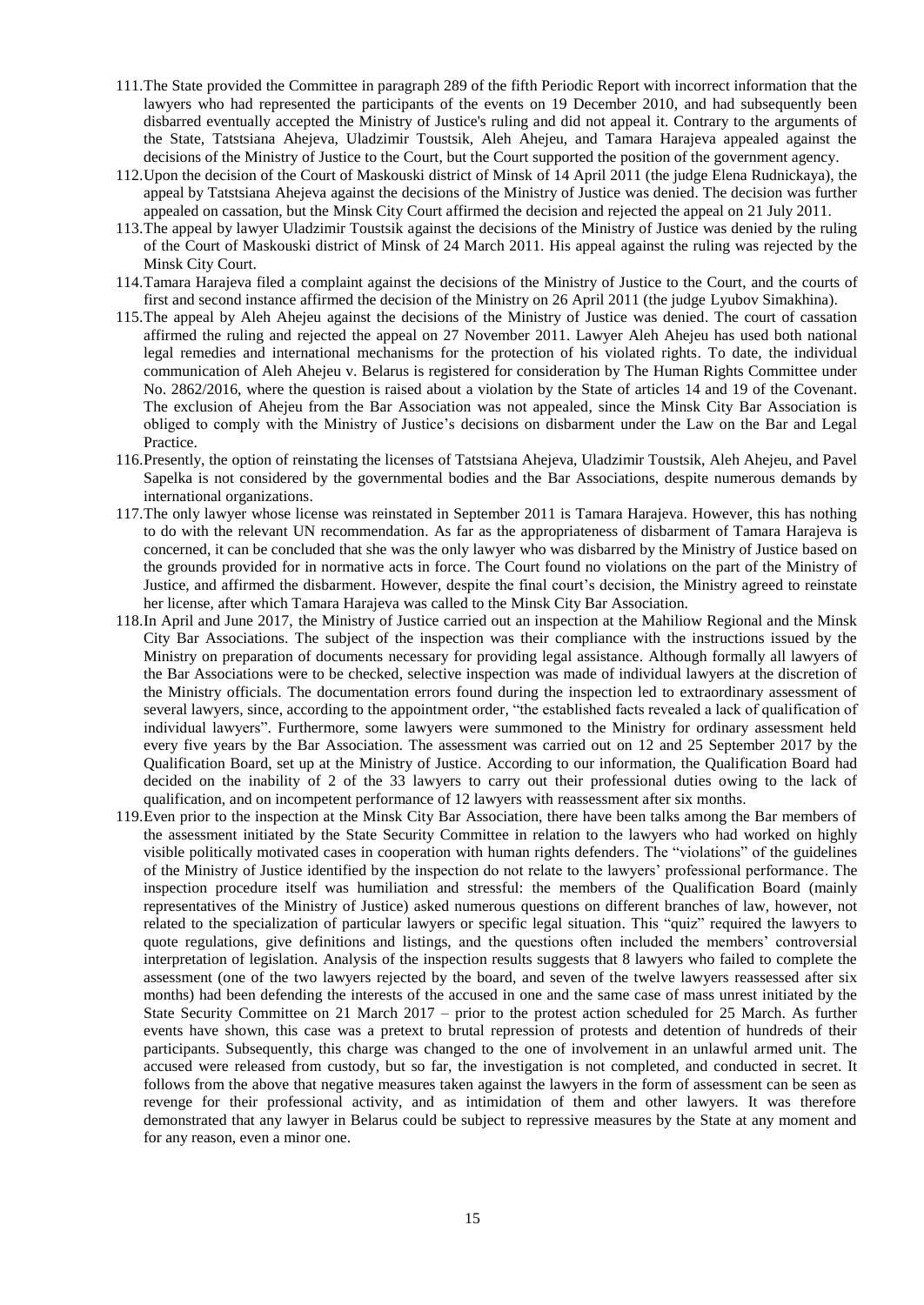111. The State provided the Committee in paragraph 289 of the fifth Periodic Report with incorrect information that the lawyers who had represented the participants of the events on 19 December 2010, and had subsequently been disbarred eventually accepted the Ministry of Justice's ruling and did not appeal it. Contrary to the arguments of the State, Tatstsiana Ahejeva, Uladzimir Toustsik, Aleh Ahejeu, and Tamara Harajeva appealed against the decisions of the Ministry of Justice to the Court, but the Court supported the position of the government agency.

112. Upon the decision of the Court of Maskouski district of Minsk of 14 April 2011 (the judge Elena Rudnickaya), the appeal by Tatstsiana Ahejeva against the decisions of the Ministry of Justice was denied. The decision was further appealed on cassation, but the Minsk City Court affirmed the decision and rejected the appeal on 21 July 2011.

113. The appeal by lawyer Uladzimir Toustsik against the decisions of the Ministry of Justice was denied by the ruling of the Court of Maskouski district of Minsk of 24 March 2011. His appeal against the ruling was rejected by the Minsk City Court.

114. Tamara Harajeva filed a complaint against the decisions of the Ministry of Justice to the Court, and the courts of first and second instance affirmed the decision of the Ministry on 26 April 2011 (the judge Lyubov Simakhina).

115. The appeal by Aleh Ahejeu against the decisions of the Ministry of Justice was denied. The court of cassation affirmed the ruling and rejected the appeal on 27 November 2011. Lawyer Aleh Ahejeu has used both national legal remedies and international mechanisms for the protection of his violated rights. To date, the individual communication of Aleh Ahejeu v. Belarus is registered for consideration by The Human Rights Committee under No. 2862/2016, where the question is raised about a violation by the State of articles 14 and 19 of the Covenant. The exclusion of Ahejeu from the Bar Association was not appealed, since the Minsk City Bar Association is obliged to comply with the Ministry of Justice's decisions on disbarment under the Law on the Bar and Legal Practice.

116. Presently, the option of reinstating the licenses of Tatstsiana Ahejeva, Uladzimir Toustsik, Aleh Ahejeu, and Pavel Sapelka is not considered by the governmental bodies and the Bar Associations, despite numerous demands by international organizations.

117. The only lawyer whose license was reinstated in September 2011 is Tamara Harajeva. However, this has nothing to do with the relevant UN recommendation. As far as the appropriateness of disbarment of Tamara Harajeva is concerned, it can be concluded that she was the only lawyer who was disbarred by the Ministry of Justice based on the grounds provided for in normative acts in force. The Court found no violations on the part of the Ministry of Justice, and affirmed the disbarment. However, despite the final court's decision, the Ministry agreed to reinstate her license, after which Tamara Harajeva was called to the Minsk City Bar Association.

118. In April and June 2017, the Ministry of Justice carried out an inspection at the Mahiliow Regional and the Minsk City Bar Associations. The subject of the inspection was their compliance with the instructions issued by the Ministry on preparation of documents necessary for providing legal assistance. Although formally all lawyers of the Bar Associations were to be checked, selective inspection was made of individual lawyers at the discretion of the Ministry officials. The documentation errors found during the inspection led to extraordinary assessment of several lawyers, since, according to the appointment order, "the established facts revealed a lack of qualification of individual lawyers". Furthermore, some lawyers were summoned to the Ministry for ordinary assessment held every five years by the Bar Association. The assessment was carried out on 12 and 25 September 2017 by the Qualification Board, set up at the Ministry of Justice. According to our information, the Qualification Board had decided on the inability of 2 of the 33 lawyers to carry out their professional duties owing to the lack of qualification, and on incompetent performance of 12 lawyers with reassessment after six months.

119. Even prior to the inspection at the Minsk City Bar Association, there have been talks among the Bar members of the assessment initiated by the State Security Committee in relation to the lawyers who had worked on highly visible politically motivated cases in cooperation with human rights defenders. The "violations" of the guidelines of the Ministry of Justice identified by the inspection do not relate to the lawyers' professional performance. The inspection procedure itself was humiliation and stressful: the members of the Qualification Board (mainly representatives of the Ministry of Justice) asked numerous questions on different branches of law, however, not related to the specialization of particular lawyers or specific legal situation. This "quiz" required the lawyers to quote regulations, give definitions and listings, and the questions often included the members' controversial interpretation of legislation. Analysis of the inspection results suggests that 8 lawyers who failed to complete the assessment (one of the two lawyers rejected by the board, and seven of the twelve lawyers reassessed after six months) had been defending the interests of the accused in one and the same case of mass unrest initiated by the State Security Committee on 21 March 2017 – prior to the protest action scheduled for 25 March. As further events have shown, this case was a pretext to brutal repression of protests and detention of hundreds of their participants. Subsequently, this charge was changed to the one of involvement in an unlawful armed unit. The accused were released from custody, but so far, the investigation is not completed, and conducted in secret. It follows from the above that negative measures taken against the lawyers in the form of assessment can be seen as revenge for their professional activity, and as intimidation of them and other lawyers. It was therefore demonstrated that any lawyer in Belarus could be subject to repressive measures by the State at any moment and for any reason, even a minor one.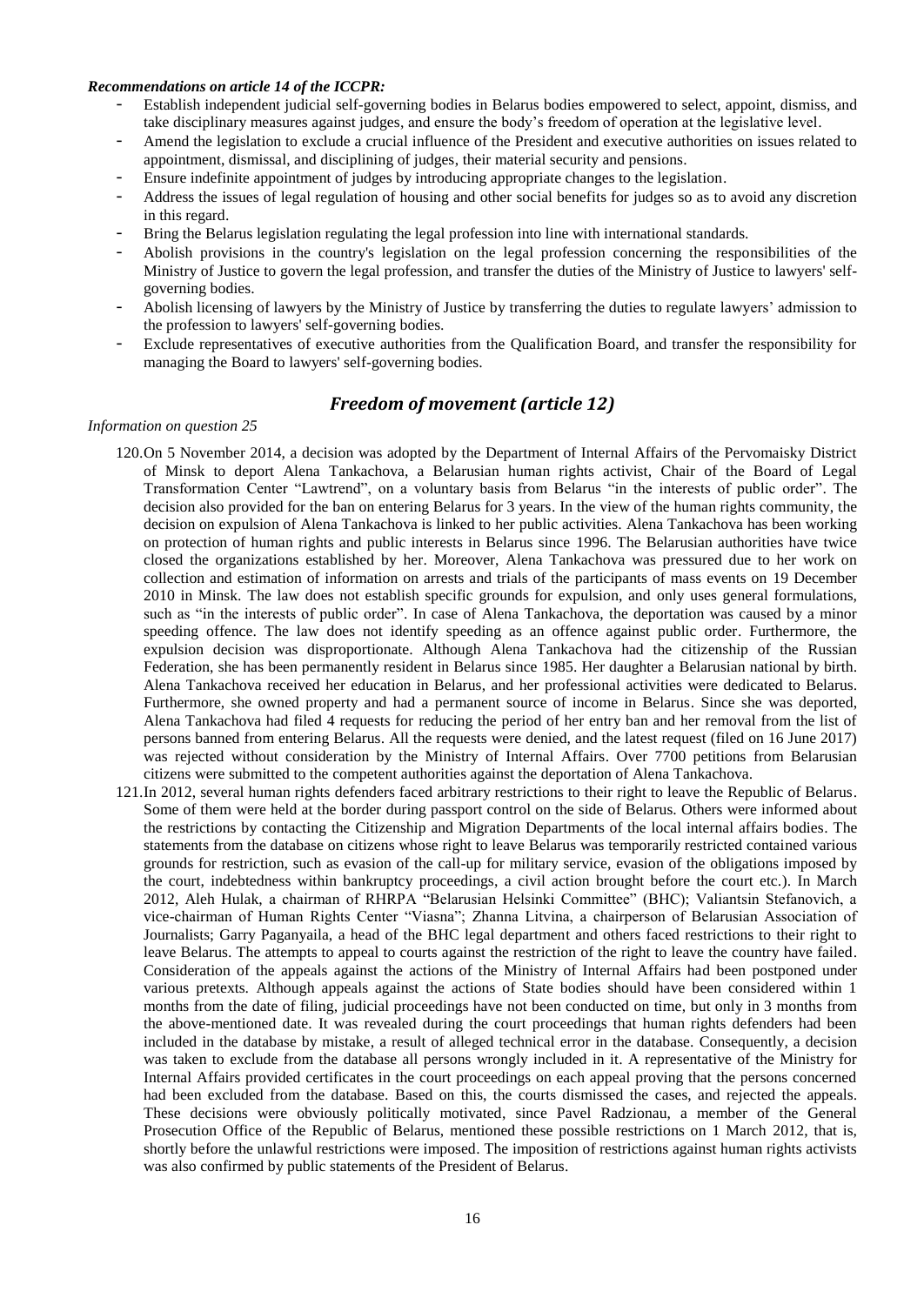***Recommendations on article 14 of the ICCPR:***

- Establish independent judicial self-governing bodies in Belarus bodies empowered to select, appoint, dismiss, and take disciplinary measures against judges, and ensure the body's freedom of operation at the legislative level.
- Amend the legislation to exclude a crucial influence of the President and executive authorities on issues related to appointment, dismissal, and disciplining of judges, their material security and pensions.
- Ensure indefinite appointment of judges by introducing appropriate changes to the legislation.
- Address the issues of legal regulation of housing and other social benefits for judges so as to avoid any discretion in this regard.
- Bring the Belarus legislation regulating the legal profession into line with international standards.
- Abolish provisions in the country's legislation on the legal profession concerning the responsibilities of the Ministry of Justice to govern the legal profession, and transfer the duties of the Ministry of Justice to lawyers' self-governing bodies.
- Abolish licensing of lawyers by the Ministry of Justice by transferring the duties to regulate lawyers' admission to the profession to lawyers' self-governing bodies.
- Exclude representatives of executive authorities from the Qualification Board, and transfer the responsibility for managing the Board to lawyers' self-governing bodies.

## *Freedom of movement (article 12)*

*Information on question 25*

120. On 5 November 2014, a decision was adopted by the Department of Internal Affairs of the Pervomaisky District of Minsk to deport Alena Tankachova, a Belarusian human rights activist, Chair of the Board of Legal Transformation Center "Lawtrend", on a voluntary basis from Belarus "in the interests of public order". The decision also provided for the ban on entering Belarus for 3 years. In the view of the human rights community, the decision on expulsion of Alena Tankachova is linked to her public activities. Alena Tankachova has been working on protection of human rights and public interests in Belarus since 1996. The Belarusian authorities have twice closed the organizations established by her. Moreover, Alena Tankachova was pressured due to her work on collection and estimation of information on arrests and trials of the participants of mass events on 19 December 2010 in Minsk. The law does not establish specific grounds for expulsion, and only uses general formulations, such as "in the interests of public order". In case of Alena Tankachova, the deportation was caused by a minor speeding offence. The law does not identify speeding as an offence against public order. Furthermore, the expulsion decision was disproportionate. Although Alena Tankachova had the citizenship of the Russian Federation, she has been permanently resident in Belarus since 1985. Her daughter a Belarusian national by birth. Alena Tankachova received her education in Belarus, and her professional activities were dedicated to Belarus. Furthermore, she owned property and had a permanent source of income in Belarus. Since she was deported, Alena Tankachova had filed 4 requests for reducing the period of her entry ban and her removal from the list of persons banned from entering Belarus. All the requests were denied, and the latest request (filed on 16 June 2017) was rejected without consideration by the Ministry of Internal Affairs. Over 7700 petitions from Belarusian citizens were submitted to the competent authorities against the deportation of Alena Tankachova.

121. In 2012, several human rights defenders faced arbitrary restrictions to their right to leave the Republic of Belarus. Some of them were held at the border during passport control on the side of Belarus. Others were informed about the restrictions by contacting the Citizenship and Migration Departments of the local internal affairs bodies. The statements from the database on citizens whose right to leave Belarus was temporarily restricted contained various grounds for restriction, such as evasion of the call-up for military service, evasion of the obligations imposed by the court, indebtedness within bankruptcy proceedings, a civil action brought before the court etc.). In March 2012, Aleh Hulak, a chairman of RHRPA "Belarusian Helsinki Committee" (BHC); Valiantsin Stefanovich, a vice-chairman of Human Rights Center "Viasna"; Zhanna Litvina, a chairperson of Belarusian Association of Journalists; Garry Paganyaila, a head of the BHC legal department and others faced restrictions to their right to leave Belarus. The attempts to appeal to courts against the restriction of the right to leave the country have failed. Consideration of the appeals against the actions of the Ministry of Internal Affairs had been postponed under various pretexts. Although appeals against the actions of State bodies should have been considered within 1 months from the date of filing, judicial proceedings have not been conducted on time, but only in 3 months from the above-mentioned date. It was revealed during the court proceedings that human rights defenders had been included in the database by mistake, a result of alleged technical error in the database. Consequently, a decision was taken to exclude from the database all persons wrongly included in it. A representative of the Ministry for Internal Affairs provided certificates in the court proceedings on each appeal proving that the persons concerned had been excluded from the database. Based on this, the courts dismissed the cases, and rejected the appeals. These decisions were obviously politically motivated, since Pavel Radzionau, a member of the General Prosecution Office of the Republic of Belarus, mentioned these possible restrictions on 1 March 2012, that is, shortly before the unlawful restrictions were imposed. The imposition of restrictions against human rights activists was also confirmed by public statements of the President of Belarus.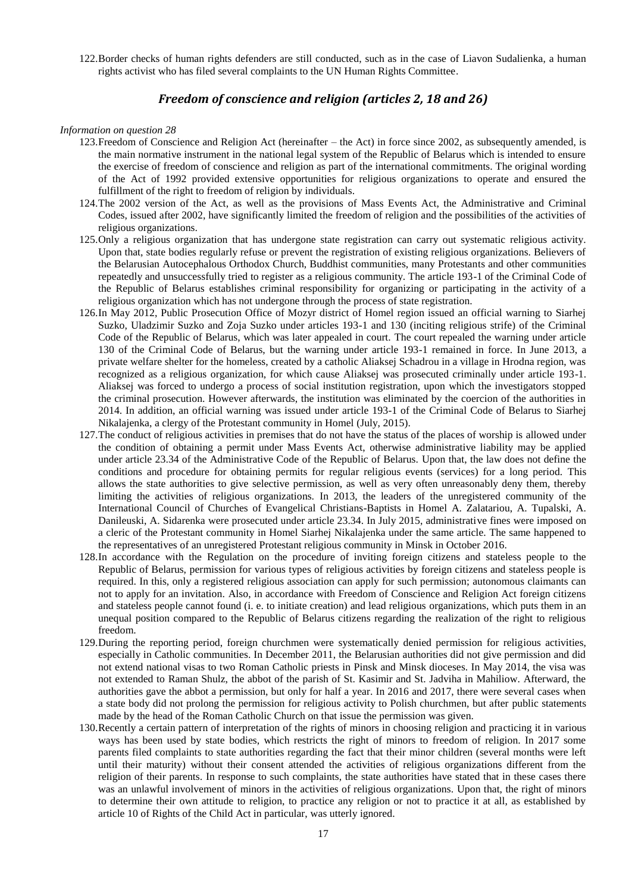122.Border checks of human rights defenders are still conducted, such as in the case of Liavon Sudalienka, a human rights activist who has filed several complaints to the UN Human Rights Committee.

## *Freedom of conscience and religion (articles 2, 18 and 26)*

*Information on question 28*

123.Freedom of Conscience and Religion Act (hereinafter – the Act) in force since 2002, as subsequently amended, is the main normative instrument in the national legal system of the Republic of Belarus which is intended to ensure the exercise of freedom of conscience and religion as part of the international commitments. The original wording of the Act of 1992 provided extensive opportunities for religious organizations to operate and ensured the fulfillment of the right to freedom of religion by individuals.

124.The 2002 version of the Act, as well as the provisions of Mass Events Act, the Administrative and Criminal Codes, issued after 2002, have significantly limited the freedom of religion and the possibilities of the activities of religious organizations.

125.Only a religious organization that has undergone state registration can carry out systematic religious activity. Upon that, state bodies regularly refuse or prevent the registration of existing religious organizations. Believers of the Belarusian Autocephalous Orthodox Church, Buddhist communities, many Protestants and other communities repeatedly and unsuccessfully tried to register as a religious community. The article 193-1 of the Criminal Code of the Republic of Belarus establishes criminal responsibility for organizing or participating in the activity of a religious organization which has not undergone through the process of state registration.

126.In May 2012, Public Prosecution Office of Mozyr district of Homel region issued an official warning to Siarhej Suzko, Uladzimir Suzko and Zoja Suzko under articles 193-1 and 130 (inciting religious strife) of the Criminal Code of the Republic of Belarus, which was later appealed in court. The court repealed the warning under article 130 of the Criminal Code of Belarus, but the warning under article 193-1 remained in force. In June 2013, a private welfare shelter for the homeless, created by a catholic Aliaksej Schadrou in a village in Hrodna region, was recognized as a religious organization, for which cause Aliaksej was prosecuted criminally under article 193-1. Aliaksej was forced to undergo a process of social institution registration, upon which the investigators stopped the criminal prosecution. However afterwards, the institution was eliminated by the coercion of the authorities in 2014. In addition, an official warning was issued under article 193-1 of the Criminal Code of Belarus to Siarhej Nikalajenka, a clergy of the Protestant community in Homel (July, 2015).

127.The conduct of religious activities in premises that do not have the status of the places of worship is allowed under the condition of obtaining a permit under Mass Events Act, otherwise administrative liability may be applied under article 23.34 of the Administrative Code of the Republic of Belarus. Upon that, the law does not define the conditions and procedure for obtaining permits for regular religious events (services) for a long period. This allows the state authorities to give selective permission, as well as very often unreasonably deny them, thereby limiting the activities of religious organizations. In 2013, the leaders of the unregistered community of the International Council of Churches of Evangelical Christians-Baptists in Homel A. Zalatariou, A. Tupalski, A. Danileuski, A. Sidarenka were prosecuted under article 23.34. In July 2015, administrative fines were imposed on a cleric of the Protestant community in Homel Siarhej Nikalajenka under the same article. The same happened to the representatives of an unregistered Protestant religious community in Minsk in October 2016.

128.In accordance with the Regulation on the procedure of inviting foreign citizens and stateless people to the Republic of Belarus, permission for various types of religious activities by foreign citizens and stateless people is required. In this, only a registered religious association can apply for such permission; autonomous claimants can not to apply for an invitation. Also, in accordance with Freedom of Conscience and Religion Act foreign citizens and stateless people cannot found (i. e. to initiate creation) and lead religious organizations, which puts them in an unequal position compared to the Republic of Belarus citizens regarding the realization of the right to religious freedom.

129.During the reporting period, foreign churchmen were systematically denied permission for religious activities, especially in Catholic communities. In December 2011, the Belarusian authorities did not give permission and did not extend national visas to two Roman Catholic priests in Pinsk and Minsk dioceses. In May 2014, the visa was not extended to Raman Shulz, the abbot of the parish of St. Kasimir and St. Jadviha in Mahiliow. Afterward, the authorities gave the abbot a permission, but only for half a year. In 2016 and 2017, there were several cases when a state body did not prolong the permission for religious activity to Polish churchmen, but after public statements made by the head of the Roman Catholic Church on that issue the permission was given.

130.Recently a certain pattern of interpretation of the rights of minors in choosing religion and practicing it in various ways has been used by state bodies, which restricts the right of minors to freedom of religion. In 2017 some parents filed complaints to state authorities regarding the fact that their minor children (several months were left until their maturity) without their consent attended the activities of religious organizations different from the religion of their parents. In response to such complaints, the state authorities have stated that in these cases there was an unlawful involvement of minors in the activities of religious organizations. Upon that, the right of minors to determine their own attitude to religion, to practice any religion or not to practice it at all, as established by article 10 of Rights of the Child Act in particular, was utterly ignored.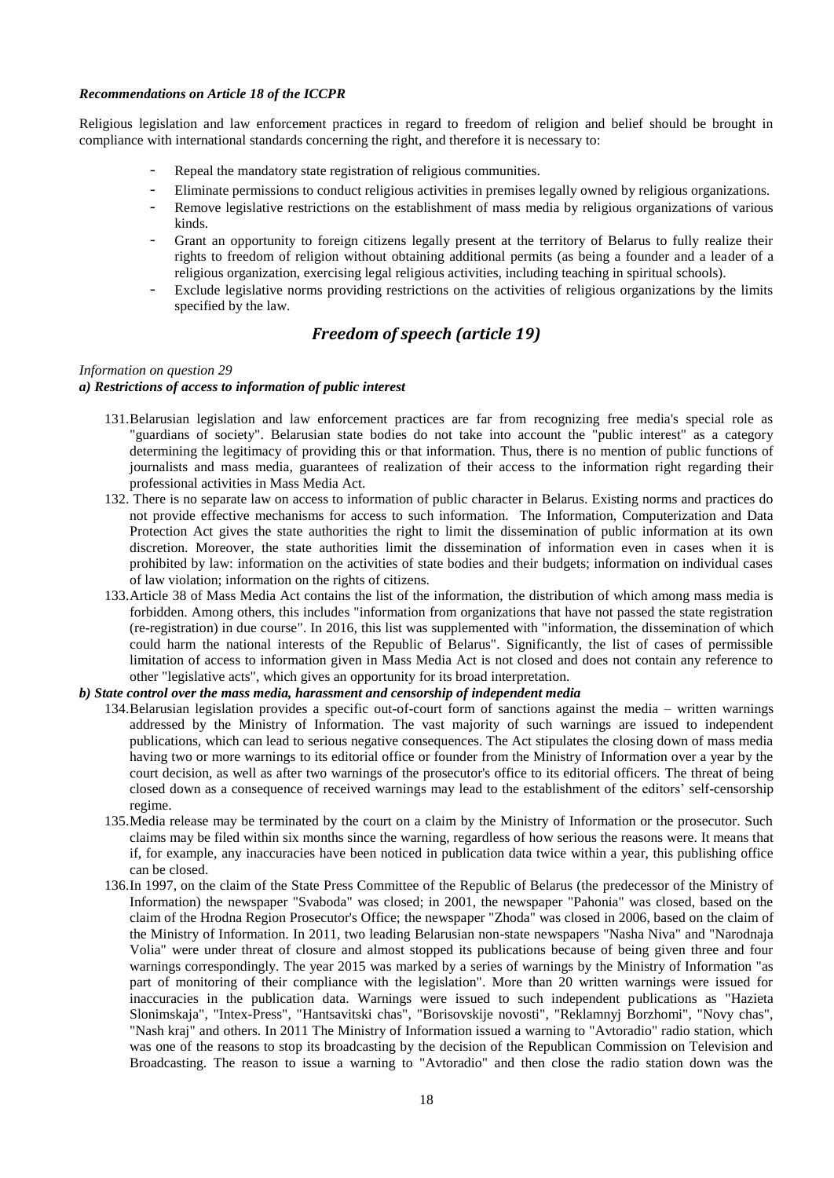***Recommendations on Article 18 of the ICCPR***

Religious legislation and law enforcement practices in regard to freedom of religion and belief should be brought in compliance with international standards concerning the right, and therefore it is necessary to:

- Repeal the mandatory state registration of religious communities.
- Eliminate permissions to conduct religious activities in premises legally owned by religious organizations.
- Remove legislative restrictions on the establishment of mass media by religious organizations of various kinds.
- Grant an opportunity to foreign citizens legally present at the territory of Belarus to fully realize their rights to freedom of religion without obtaining additional permits (as being a founder and a leader of a religious organization, exercising legal religious activities, including teaching in spiritual schools).
- Exclude legislative norms providing restrictions on the activities of religious organizations by the limits specified by the law.

## *Freedom of speech (article 19)*

*Information on question 29*

***a) Restrictions of access to information of public interest***

131. Belarusian legislation and law enforcement practices are far from recognizing free media's special role as "guardians of society". Belarusian state bodies do not take into account the "public interest" as a category determining the legitimacy of providing this or that information. Thus, there is no mention of public functions of journalists and mass media, guarantees of realization of their access to the information right regarding their professional activities in Mass Media Act.
132. There is no separate law on access to information of public character in Belarus. Existing norms and practices do not provide effective mechanisms for access to such information. The Information, Computerization and Data Protection Act gives the state authorities the right to limit the dissemination of public information at its own discretion. Moreover, the state authorities limit the dissemination of information even in cases when it is prohibited by law: information on the activities of state bodies and their budgets; information on individual cases of law violation; information on the rights of citizens.
133. Article 38 of Mass Media Act contains the list of the information, the distribution of which among mass media is forbidden. Among others, this includes "information from organizations that have not passed the state registration (re-registration) in due course". In 2016, this list was supplemented with "information, the dissemination of which could harm the national interests of the Republic of Belarus". Significantly, the list of cases of permissible limitation of access to information given in Mass Media Act is not closed and does not contain any reference to other "legislative acts", which gives an opportunity for its broad interpretation.

***b) State control over the mass media, harassment and censorship of independent media***

134. Belarusian legislation provides a specific out-of-court form of sanctions against the media – written warnings addressed by the Ministry of Information. The vast majority of such warnings are issued to independent publications, which can lead to serious negative consequences. The Act stipulates the closing down of mass media having two or more warnings to its editorial office or founder from the Ministry of Information over a year by the court decision, as well as after two warnings of the prosecutor's office to its editorial officers. The threat of being closed down as a consequence of received warnings may lead to the establishment of the editors' self-censorship regime.
135. Media release may be terminated by the court on a claim by the Ministry of Information or the prosecutor. Such claims may be filed within six months since the warning, regardless of how serious the reasons were. It means that if, for example, any inaccuracies have been noticed in publication data twice within a year, this publishing office can be closed.
136. In 1997, on the claim of the State Press Committee of the Republic of Belarus (the predecessor of the Ministry of Information) the newspaper "Svaboda" was closed; in 2001, the newspaper "Pahonia" was closed, based on the claim of the Hrodna Region Prosecutor's Office; the newspaper "Zhoda" was closed in 2006, based on the claim of the Ministry of Information. In 2011, two leading Belarusian non-state newspapers "Nasha Niva" and "Narodnaja Volia" were under threat of closure and almost stopped its publications because of being given three and four warnings correspondingly. The year 2015 was marked by a series of warnings by the Ministry of Information "as part of monitoring of their compliance with the legislation". More than 20 written warnings were issued for inaccuracies in the publication data. Warnings were issued to such independent publications as "Hazieta Slonimskaja", "Intex-Press", "Hantsavitski chas", "Borisovskije novosti", "Reklamnyj Borzhomi", "Novy chas", "Nash kraj" and others. In 2011 The Ministry of Information issued a warning to "Avtoradio" radio station, which was one of the reasons to stop its broadcasting by the decision of the Republican Commission on Television and Broadcasting. The reason to issue a warning to "Avtoradio" and then close the radio station down was the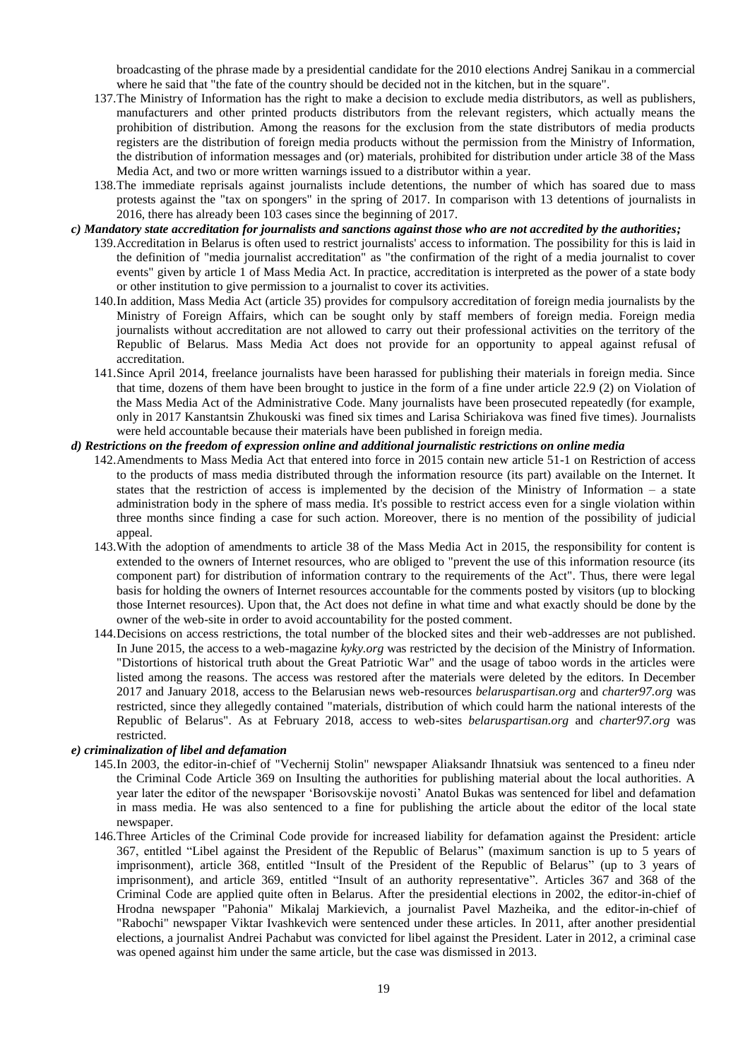broadcasting of the phrase made by a presidential candidate for the 2010 elections Andrej Sanikau in a commercial where he said that "the fate of the country should be decided not in the kitchen, but in the square".

137. The Ministry of Information has the right to make a decision to exclude media distributors, as well as publishers, manufacturers and other printed products distributors from the relevant registers, which actually means the prohibition of distribution. Among the reasons for the exclusion from the state distributors of media products registers are the distribution of foreign media products without the permission from the Ministry of Information, the distribution of information messages and (or) materials, prohibited for distribution under article 38 of the Mass Media Act, and two or more written warnings issued to a distributor within a year.

138. The immediate reprisals against journalists include detentions, the number of which has soared due to mass protests against the "tax on spongers" in the spring of 2017. In comparison with 13 detentions of journalists in 2016, there has already been 103 cases since the beginning of 2017.

***c) Mandatory state accreditation for journalists and sanctions against those who are not accredited by the authorities;***

139. Accreditation in Belarus is often used to restrict journalists' access to information. The possibility for this is laid in the definition of "media journalist accreditation" as "the confirmation of the right of a media journalist to cover events" given by article 1 of Mass Media Act. In practice, accreditation is interpreted as the power of a state body or other institution to give permission to a journalist to cover its activities.

140. In addition, Mass Media Act (article 35) provides for compulsory accreditation of foreign media journalists by the Ministry of Foreign Affairs, which can be sought only by staff members of foreign media. Foreign media journalists without accreditation are not allowed to carry out their professional activities on the territory of the Republic of Belarus. Mass Media Act does not provide for an opportunity to appeal against refusal of accreditation.

141. Since April 2014, freelance journalists have been harassed for publishing their materials in foreign media. Since that time, dozens of them have been brought to justice in the form of a fine under article 22.9 (2) on Violation of the Mass Media Act of the Administrative Code. Many journalists have been prosecuted repeatedly (for example, only in 2017 Kanstantsin Zhukouski was fined six times and Larisa Schiriakova was fined five times). Journalists were held accountable because their materials have been published in foreign media.

***d) Restrictions on the freedom of expression online and additional journalistic restrictions on online media***

142. Amendments to Mass Media Act that entered into force in 2015 contain new article 51-1 on Restriction of access to the products of mass media distributed through the information resource (its part) available on the Internet. It states that the restriction of access is implemented by the decision of the Ministry of Information – a state administration body in the sphere of mass media. It's possible to restrict access even for a single violation within three months since finding a case for such action. Moreover, there is no mention of the possibility of judicial appeal.

143. With the adoption of amendments to article 38 of the Mass Media Act in 2015, the responsibility for content is extended to the owners of Internet resources, who are obliged to "prevent the use of this information resource (its component part) for distribution of information contrary to the requirements of the Act". Thus, there were legal basis for holding the owners of Internet resources accountable for the comments posted by visitors (up to blocking those Internet resources). Upon that, the Act does not define in what time and what exactly should be done by the owner of the web-site in order to avoid accountability for the posted comment.

144. Decisions on access restrictions, the total number of the blocked sites and their web-addresses are not published. In June 2015, the access to a web-magazine *kyky.org* was restricted by the decision of the Ministry of Information. "Distortions of historical truth about the Great Patriotic War" and the usage of taboo words in the articles were listed among the reasons. The access was restored after the materials were deleted by the editors. In December 2017 and January 2018, access to the Belarusian news web-resources *belaruspartisan.org* and *charter97.org* was restricted, since they allegedly contained "materials, distribution of which could harm the national interests of the Republic of Belarus". As at February 2018, access to web-sites *belaruspartisan.org* and *charter97.org* was restricted.

***e) criminalization of libel and defamation***

145. In 2003, the editor-in-chief of "Vechernij Stolin" newspaper Aliaksandr Ihnatsiuk was sentenced to a fineu nder the Criminal Code Article 369 on Insulting the authorities for publishing material about the local authorities. A year later the editor of the newspaper 'Borisovskije novosti' Anatol Bukas was sentenced for libel and defamation in mass media. He was also sentenced to a fine for publishing the article about the editor of the local state newspaper.

146. Three Articles of the Criminal Code provide for increased liability for defamation against the President: article 367, entitled "Libel against the President of the Republic of Belarus" (maximum sanction is up to 5 years of imprisonment), article 368, entitled "Insult of the President of the Republic of Belarus" (up to 3 years of imprisonment), and article 369, entitled "Insult of an authority representative". Articles 367 and 368 of the Criminal Code are applied quite often in Belarus. After the presidential elections in 2002, the editor-in-chief of Hrodna newspaper "Pahonia" Mikalaj Markievich, a journalist Pavel Mazheika, and the editor-in-chief of "Rabochi" newspaper Viktar Ivashkevich were sentenced under these articles. In 2011, after another presidential elections, a journalist Andrei Pachabut was convicted for libel against the President. Later in 2012, a criminal case was opened against him under the same article, but the case was dismissed in 2013.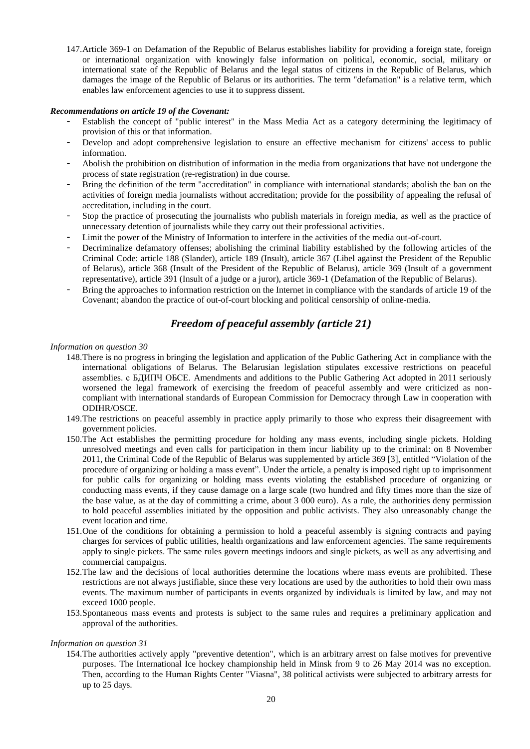147. Article 369-1 on Defamation of the Republic of Belarus establishes liability for providing a foreign state, foreign or international organization with knowingly false information on political, economic, social, military or international state of the Republic of Belarus and the legal status of citizens in the Republic of Belarus, which damages the image of the Republic of Belarus or its authorities. The term "defamation" is a relative term, which enables law enforcement agencies to use it to suppress dissent.

***Recommendations on article 19 of the Covenant:***

- Establish the concept of "public interest" in the Mass Media Act as a category determining the legitimacy of provision of this or that information.
- Develop and adopt comprehensive legislation to ensure an effective mechanism for citizens' access to public information.
- Abolish the prohibition on distribution of information in the media from organizations that have not undergone the process of state registration (re-registration) in due course.
- Bring the definition of the term "accreditation" in compliance with international standards; abolish the ban on the activities of foreign media journalists without accreditation; provide for the possibility of appealing the refusal of accreditation, including in the court.
- Stop the practice of prosecuting the journalists who publish materials in foreign media, as well as the practice of unnecessary detention of journalists while they carry out their professional activities.
- Limit the power of the Ministry of Information to interfere in the activities of the media out-of-court.
- Decriminalize defamatory offenses; abolishing the criminal liability established by the following articles of the Criminal Code: article 188 (Slander), article 189 (Insult), article 367 (Libel against the President of the Republic of Belarus), article 368 (Insult of the President of the Republic of Belarus), article 369 (Insult of a government representative), article 391 (Insult of a judge or a juror), article 369-1 (Defamation of the Republic of Belarus).
- Bring the approaches to information restriction on the Internet in compliance with the standards of article 19 of the Covenant; abandon the practice of out-of-court blocking and political censorship of online-media.

## *Freedom of peaceful assembly (article 21)*

*Information on question 30*

148. There is no progress in bringing the legislation and application of the Public Gathering Act in compliance with the international obligations of Belarus. The Belarusian legislation stipulates excessive restrictions on peaceful assemblies. с БДИПЧ ОБСЕ. Amendments and additions to the Public Gathering Act adopted in 2011 seriously worsened the legal framework of exercising the freedom of peaceful assembly and were criticized as non-compliant with international standards of European Commission for Democracy through Law in cooperation with ODIHR/OSCE.

149. The restrictions on peaceful assembly in practice apply primarily to those who express their disagreement with government policies.

150. The Act establishes the permitting procedure for holding any mass events, including single pickets. Holding unresolved meetings and even calls for participation in them incur liability up to the criminal: on 8 November 2011, the Criminal Code of the Republic of Belarus was supplemented by article 369 [3], entitled "Violation of the procedure of organizing or holding a mass event". Under the article, a penalty is imposed right up to imprisonment for public calls for organizing or holding mass events violating the established procedure of organizing or conducting mass events, if they cause damage on a large scale (two hundred and fifty times more than the size of the base value, as at the day of committing a crime, about 3 000 euro). As a rule, the authorities deny permission to hold peaceful assemblies initiated by the opposition and public activists. They also unreasonably change the event location and time.

151. One of the conditions for obtaining a permission to hold a peaceful assembly is signing contracts and paying charges for services of public utilities, health organizations and law enforcement agencies. The same requirements apply to single pickets. The same rules govern meetings indoors and single pickets, as well as any advertising and commercial campaigns.

152. The law and the decisions of local authorities determine the locations where mass events are prohibited. These restrictions are not always justifiable, since these very locations are used by the authorities to hold their own mass events. The maximum number of participants in events organized by individuals is limited by law, and may not exceed 1000 people.

153. Spontaneous mass events and protests is subject to the same rules and requires a preliminary application and approval of the authorities.

*Information on question 31*

154. The authorities actively apply "preventive detention", which is an arbitrary arrest on false motives for preventive purposes. The International Ice hockey championship held in Minsk from 9 to 26 May 2014 was no exception. Then, according to the Human Rights Center "Viasna", 38 political activists were subjected to arbitrary arrests for up to 25 days.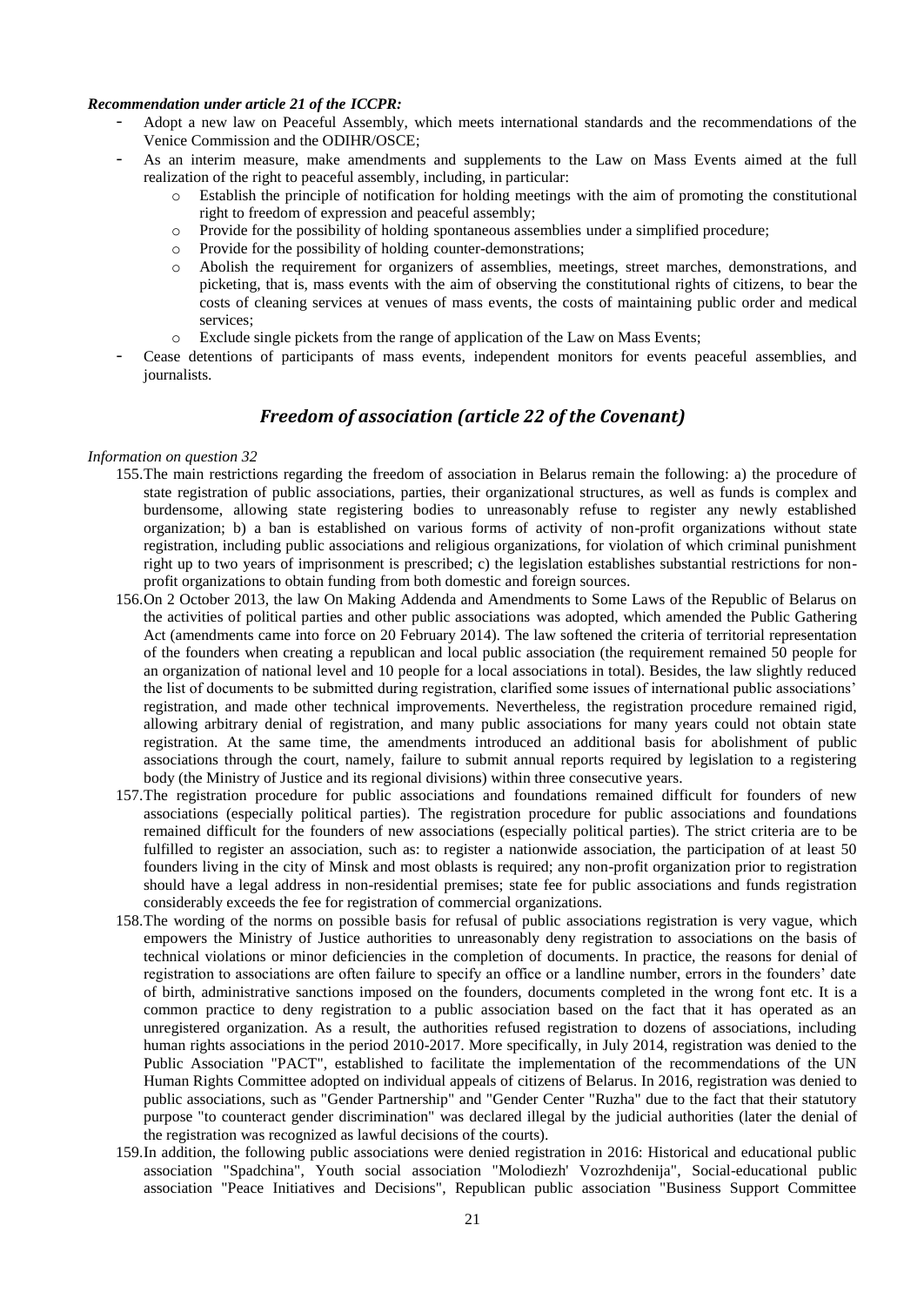***Recommendation under article 21 of the ICCPR:***

- Adopt a new law on Peaceful Assembly, which meets international standards and the recommendations of the Venice Commission and the ODIHR/OSCE;
- As an interim measure, make amendments and supplements to the Law on Mass Events aimed at the full realization of the right to peaceful assembly, including, in particular:
  - Establish the principle of notification for holding meetings with the aim of promoting the constitutional right to freedom of expression and peaceful assembly;
  - Provide for the possibility of holding spontaneous assemblies under a simplified procedure;
  - Provide for the possibility of holding counter-demonstrations;
  - Abolish the requirement for organizers of assemblies, meetings, street marches, demonstrations, and picketing, that is, mass events with the aim of observing the constitutional rights of citizens, to bear the costs of cleaning services at venues of mass events, the costs of maintaining public order and medical services;
  - Exclude single pickets from the range of application of the Law on Mass Events;
- Cease detentions of participants of mass events, independent monitors for events peaceful assemblies, and journalists.

## *Freedom of association (article 22 of the Covenant)*

*Information on question 32*

155. The main restrictions regarding the freedom of association in Belarus remain the following: a) the procedure of state registration of public associations, parties, their organizational structures, as well as funds is complex and burdensome, allowing state registering bodies to unreasonably refuse to register any newly established organization; b) a ban is established on various forms of activity of non-profit organizations without state registration, including public associations and religious organizations, for violation of which criminal punishment right up to two years of imprisonment is prescribed; c) the legislation establishes substantial restrictions for non-profit organizations to obtain funding from both domestic and foreign sources.

156. On 2 October 2013, the law On Making Addenda and Amendments to Some Laws of the Republic of Belarus on the activities of political parties and other public associations was adopted, which amended the Public Gathering Act (amendments came into force on 20 February 2014). The law softened the criteria of territorial representation of the founders when creating a republican and local public association (the requirement remained 50 people for an organization of national level and 10 people for a local associations in total). Besides, the law slightly reduced the list of documents to be submitted during registration, clarified some issues of international public associations' registration, and made other technical improvements. Nevertheless, the registration procedure remained rigid, allowing arbitrary denial of registration, and many public associations for many years could not obtain state registration. At the same time, the amendments introduced an additional basis for abolishment of public associations through the court, namely, failure to submit annual reports required by legislation to a registering body (the Ministry of Justice and its regional divisions) within three consecutive years.

157. The registration procedure for public associations and foundations remained difficult for founders of new associations (especially political parties). The registration procedure for public associations and foundations remained difficult for the founders of new associations (especially political parties). The strict criteria are to be fulfilled to register an association, such as: to register a nationwide association, the participation of at least 50 founders living in the city of Minsk and most oblasts is required; any non-profit organization prior to registration should have a legal address in non-residential premises; state fee for public associations and funds registration considerably exceeds the fee for registration of commercial organizations.

158. The wording of the norms on possible basis for refusal of public associations registration is very vague, which empowers the Ministry of Justice authorities to unreasonably deny registration to associations on the basis of technical violations or minor deficiencies in the completion of documents. In practice, the reasons for denial of registration to associations are often failure to specify an office or a landline number, errors in the founders' date of birth, administrative sanctions imposed on the founders, documents completed in the wrong font etc. It is a common practice to deny registration to a public association based on the fact that it has operated as an unregistered organization. As a result, the authorities refused registration to dozens of associations, including human rights associations in the period 2010-2017. More specifically, in July 2014, registration was denied to the Public Association "PACT", established to facilitate the implementation of the recommendations of the UN Human Rights Committee adopted on individual appeals of citizens of Belarus. In 2016, registration was denied to public associations, such as "Gender Partnership" and "Gender Center "Ruzha" due to the fact that their statutory purpose "to counteract gender discrimination" was declared illegal by the judicial authorities (later the denial of the registration was recognized as lawful decisions of the courts).

159. In addition, the following public associations were denied registration in 2016: Historical and educational public association "Spadchina", Youth social association "Molodiezh' Vozrozhdenija", Social-educational public association "Peace Initiatives and Decisions", Republican public association "Business Support Committee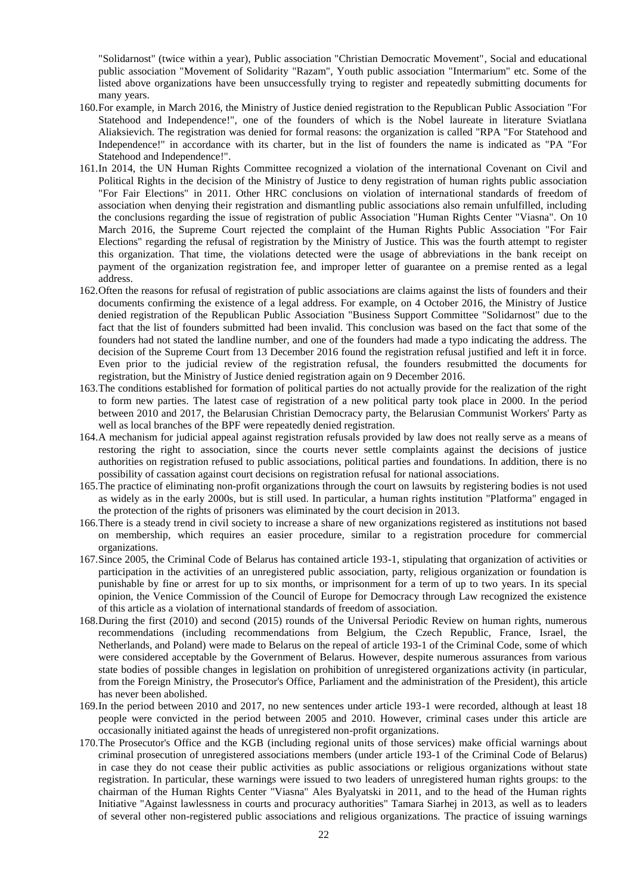"Solidarnost" (twice within a year), Public association "Christian Democratic Movement", Social and educational public association "Movement of Solidarity "Razam", Youth public association "Intermarium" etc. Some of the listed above organizations have been unsuccessfully trying to register and repeatedly submitting documents for many years.

160. For example, in March 2016, the Ministry of Justice denied registration to the Republican Public Association "For Statehood and Independence!", one of the founders of which is the Nobel laureate in literature Sviatlana Aliaksievich. The registration was denied for formal reasons: the organization is called "RPA "For Statehood and Independence!" in accordance with its charter, but in the list of founders the name is indicated as "PA "For Statehood and Independence!".

161. In 2014, the UN Human Rights Committee recognized a violation of the international Covenant on Civil and Political Rights in the decision of the Ministry of Justice to deny registration of human rights public association "For Fair Elections" in 2011. Other HRC conclusions on violation of international standards of freedom of association when denying their registration and dismantling public associations also remain unfulfilled, including the conclusions regarding the issue of registration of public Association "Human Rights Center "Viasna". On 10 March 2016, the Supreme Court rejected the complaint of the Human Rights Public Association "For Fair Elections" regarding the refusal of registration by the Ministry of Justice. This was the fourth attempt to register this organization. That time, the violations detected were the usage of abbreviations in the bank receipt on payment of the organization registration fee, and improper letter of guarantee on a premise rented as a legal address.

162. Often the reasons for refusal of registration of public associations are claims against the lists of founders and their documents confirming the existence of a legal address. For example, on 4 October 2016, the Ministry of Justice denied registration of the Republican Public Association "Business Support Committee "Solidarnost" due to the fact that the list of founders submitted had been invalid. This conclusion was based on the fact that some of the founders had not stated the landline number, and one of the founders had made a typo indicating the address. The decision of the Supreme Court from 13 December 2016 found the registration refusal justified and left it in force. Even prior to the judicial review of the registration refusal, the founders resubmitted the documents for registration, but the Ministry of Justice denied registration again on 9 December 2016.

163. The conditions established for formation of political parties do not actually provide for the realization of the right to form new parties. The latest case of registration of a new political party took place in 2000. In the period between 2010 and 2017, the Belarusian Christian Democracy party, the Belarusian Communist Workers' Party as well as local branches of the BPF were repeatedly denied registration.

164. A mechanism for judicial appeal against registration refusals provided by law does not really serve as a means of restoring the right to association, since the courts never settle complaints against the decisions of justice authorities on registration refused to public associations, political parties and foundations. In addition, there is no possibility of cassation against court decisions on registration refusal for national associations.

165. The practice of eliminating non-profit organizations through the court on lawsuits by registering bodies is not used as widely as in the early 2000s, but is still used. In particular, a human rights institution "Platforma" engaged in the protection of the rights of prisoners was eliminated by the court decision in 2013.

166. There is a steady trend in civil society to increase a share of new organizations registered as institutions not based on membership, which requires an easier procedure, similar to a registration procedure for commercial organizations.

167. Since 2005, the Criminal Code of Belarus has contained article 193-1, stipulating that organization of activities or participation in the activities of an unregistered public association, party, religious organization or foundation is punishable by fine or arrest for up to six months, or imprisonment for a term of up to two years. In its special opinion, the Venice Commission of the Council of Europe for Democracy through Law recognized the existence of this article as a violation of international standards of freedom of association.

168. During the first (2010) and second (2015) rounds of the Universal Periodic Review on human rights, numerous recommendations (including recommendations from Belgium, the Czech Republic, France, Israel, the Netherlands, and Poland) were made to Belarus on the repeal of article 193-1 of the Criminal Code, some of which were considered acceptable by the Government of Belarus. However, despite numerous assurances from various state bodies of possible changes in legislation on prohibition of unregistered organizations activity (in particular, from the Foreign Ministry, the Prosecutor's Office, Parliament and the administration of the President), this article has never been abolished.

169. In the period between 2010 and 2017, no new sentences under article 193-1 were recorded, although at least 18 people were convicted in the period between 2005 and 2010. However, criminal cases under this article are occasionally initiated against the heads of unregistered non-profit organizations.

170. The Prosecutor's Office and the KGB (including regional units of those services) make official warnings about criminal prosecution of unregistered associations members (under article 193-1 of the Criminal Code of Belarus) in case they do not cease their public activities as public associations or religious organizations without state registration. In particular, these warnings were issued to two leaders of unregistered human rights groups: to the chairman of the Human Rights Center "Viasna" Ales Byalyatski in 2011, and to the head of the Human rights Initiative "Against lawlessness in courts and procuracy authorities" Tamara Siarhej in 2013, as well as to leaders of several other non-registered public associations and religious organizations. The practice of issuing warnings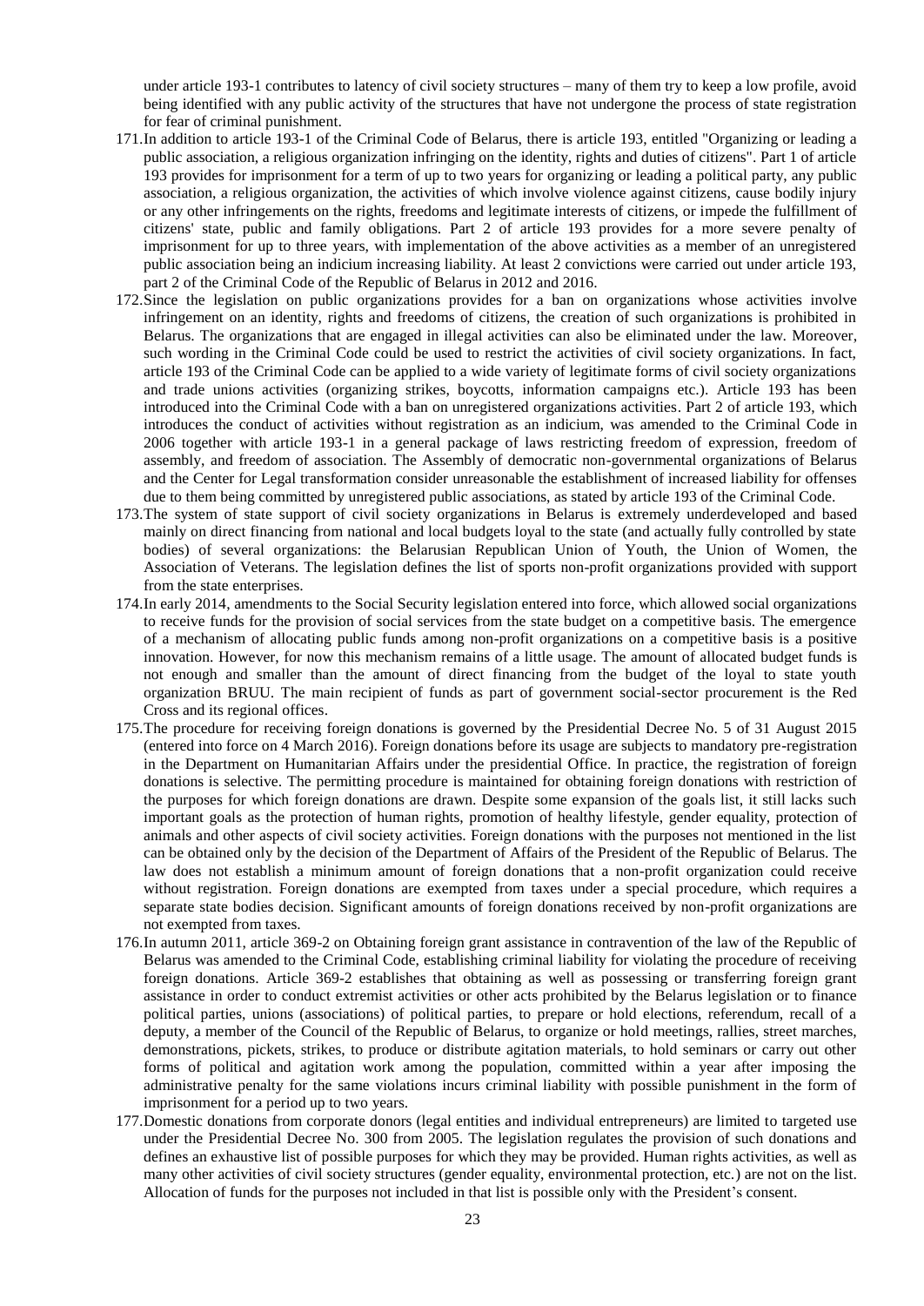under article 193-1 contributes to latency of civil society structures – many of them try to keep a low profile, avoid being identified with any public activity of the structures that have not undergone the process of state registration for fear of criminal punishment.

171. In addition to article 193-1 of the Criminal Code of Belarus, there is article 193, entitled "Organizing or leading a public association, a religious organization infringing on the identity, rights and duties of citizens". Part 1 of article 193 provides for imprisonment for a term of up to two years for organizing or leading a political party, any public association, a religious organization, the activities of which involve violence against citizens, cause bodily injury or any other infringements on the rights, freedoms and legitimate interests of citizens, or impede the fulfillment of citizens' state, public and family obligations. Part 2 of article 193 provides for a more severe penalty of imprisonment for up to three years, with implementation of the above activities as a member of an unregistered public association being an indicium increasing liability. At least 2 convictions were carried out under article 193, part 2 of the Criminal Code of the Republic of Belarus in 2012 and 2016.

172. Since the legislation on public organizations provides for a ban on organizations whose activities involve infringement on an identity, rights and freedoms of citizens, the creation of such organizations is prohibited in Belarus. The organizations that are engaged in illegal activities can also be eliminated under the law. Moreover, such wording in the Criminal Code could be used to restrict the activities of civil society organizations. In fact, article 193 of the Criminal Code can be applied to a wide variety of legitimate forms of civil society organizations and trade unions activities (organizing strikes, boycotts, information campaigns etc.). Article 193 has been introduced into the Criminal Code with a ban on unregistered organizations activities. Part 2 of article 193, which introduces the conduct of activities without registration as an indicium, was amended to the Criminal Code in 2006 together with article 193-1 in a general package of laws restricting freedom of expression, freedom of assembly, and freedom of association. The Assembly of democratic non-governmental organizations of Belarus and the Center for Legal transformation consider unreasonable the establishment of increased liability for offenses due to them being committed by unregistered public associations, as stated by article 193 of the Criminal Code.

173. The system of state support of civil society organizations in Belarus is extremely underdeveloped and based mainly on direct financing from national and local budgets loyal to the state (and actually fully controlled by state bodies) of several organizations: the Belarusian Republican Union of Youth, the Union of Women, the Association of Veterans. The legislation defines the list of sports non-profit organizations provided with support from the state enterprises.

174. In early 2014, amendments to the Social Security legislation entered into force, which allowed social organizations to receive funds for the provision of social services from the state budget on a competitive basis. The emergence of a mechanism of allocating public funds among non-profit organizations on a competitive basis is a positive innovation. However, for now this mechanism remains of a little usage. The amount of allocated budget funds is not enough and smaller than the amount of direct financing from the budget of the loyal to state youth organization BRUU. The main recipient of funds as part of government social-sector procurement is the Red Cross and its regional offices.

175. The procedure for receiving foreign donations is governed by the Presidential Decree No. 5 of 31 August 2015 (entered into force on 4 March 2016). Foreign donations before its usage are subjects to mandatory pre-registration in the Department on Humanitarian Affairs under the presidential Office. In practice, the registration of foreign donations is selective. The permitting procedure is maintained for obtaining foreign donations with restriction of the purposes for which foreign donations are drawn. Despite some expansion of the goals list, it still lacks such important goals as the protection of human rights, promotion of healthy lifestyle, gender equality, protection of animals and other aspects of civil society activities. Foreign donations with the purposes not mentioned in the list can be obtained only by the decision of the Department of Affairs of the President of the Republic of Belarus. The law does not establish a minimum amount of foreign donations that a non-profit organization could receive without registration. Foreign donations are exempted from taxes under a special procedure, which requires a separate state bodies decision. Significant amounts of foreign donations received by non-profit organizations are not exempted from taxes.

176. In autumn 2011, article 369-2 on Obtaining foreign grant assistance in contravention of the law of the Republic of Belarus was amended to the Criminal Code, establishing criminal liability for violating the procedure of receiving foreign donations. Article 369-2 establishes that obtaining as well as possessing or transferring foreign grant assistance in order to conduct extremist activities or other acts prohibited by the Belarus legislation or to finance political parties, unions (associations) of political parties, to prepare or hold elections, referendum, recall of a deputy, a member of the Council of the Republic of Belarus, to organize or hold meetings, rallies, street marches, demonstrations, pickets, strikes, to produce or distribute agitation materials, to hold seminars or carry out other forms of political and agitation work among the population, committed within a year after imposing the administrative penalty for the same violations incurs criminal liability with possible punishment in the form of imprisonment for a period up to two years.

177. Domestic donations from corporate donors (legal entities and individual entrepreneurs) are limited to targeted use under the Presidential Decree No. 300 from 2005. The legislation regulates the provision of such donations and defines an exhaustive list of possible purposes for which they may be provided. Human rights activities, as well as many other activities of civil society structures (gender equality, environmental protection, etc.) are not on the list. Allocation of funds for the purposes not included in that list is possible only with the President's consent.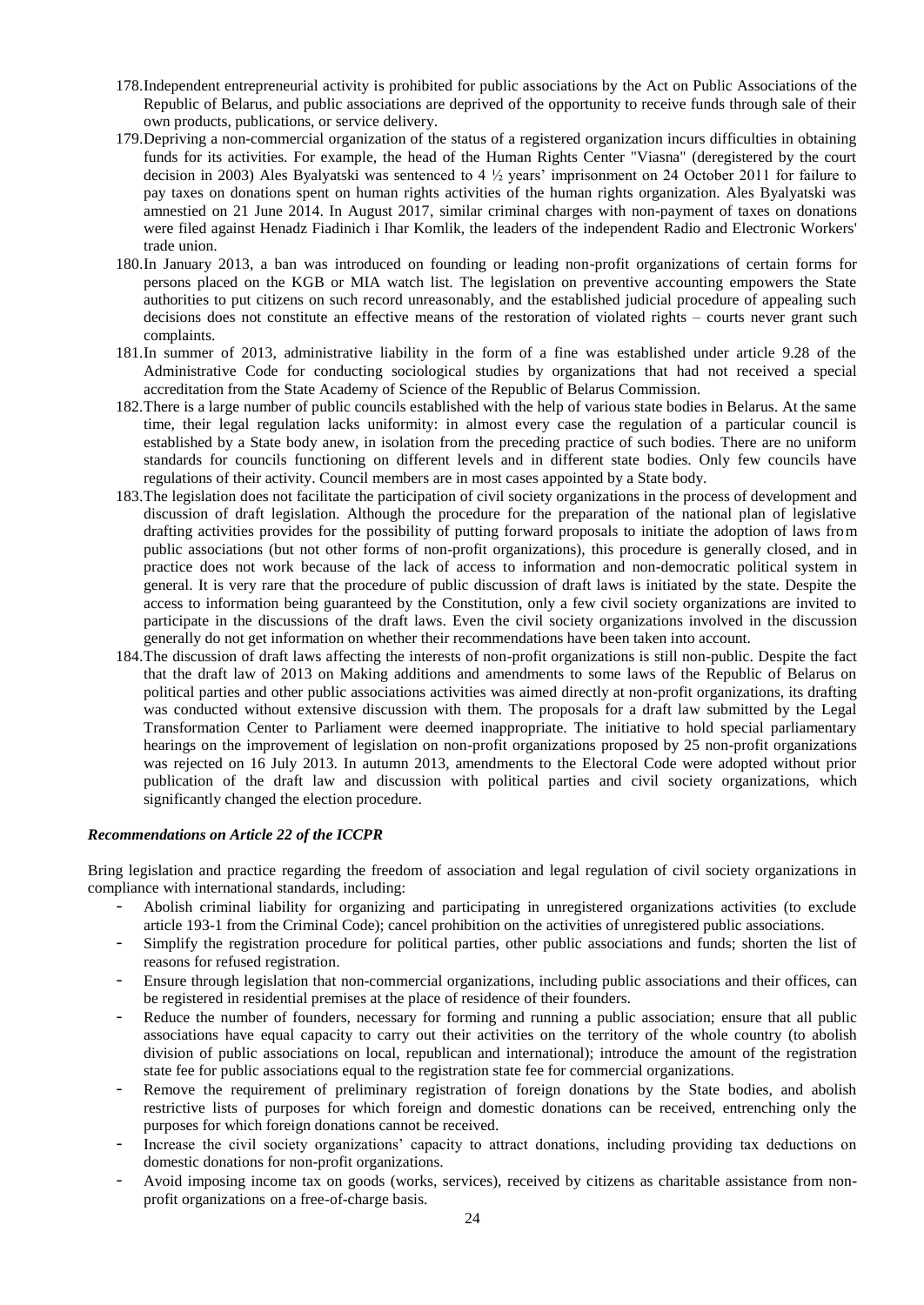178. Independent entrepreneurial activity is prohibited for public associations by the Act on Public Associations of the Republic of Belarus, and public associations are deprived of the opportunity to receive funds through sale of their own products, publications, or service delivery.

179. Depriving a non-commercial organization of the status of a registered organization incurs difficulties in obtaining funds for its activities. For example, the head of the Human Rights Center "Viasna" (deregistered by the court decision in 2003) Ales Byalyatski was sentenced to 4 ½ years' imprisonment on 24 October 2011 for failure to pay taxes on donations spent on human rights activities of the human rights organization. Ales Byalyatski was amnestied on 21 June 2014. In August 2017, similar criminal charges with non-payment of taxes on donations were filed against Henadz Fiadinich i Ihar Komlik, the leaders of the independent Radio and Electronic Workers' trade union.

180. In January 2013, a ban was introduced on founding or leading non-profit organizations of certain forms for persons placed on the KGB or MIA watch list. The legislation on preventive accounting empowers the State authorities to put citizens on such record unreasonably, and the established judicial procedure of appealing such decisions does not constitute an effective means of the restoration of violated rights – courts never grant such complaints.

181. In summer of 2013, administrative liability in the form of a fine was established under article 9.28 of the Administrative Code for conducting sociological studies by organizations that had not received a special accreditation from the State Academy of Science of the Republic of Belarus Commission.

182. There is a large number of public councils established with the help of various state bodies in Belarus. At the same time, their legal regulation lacks uniformity: in almost every case the regulation of a particular council is established by a State body anew, in isolation from the preceding practice of such bodies. There are no uniform standards for councils functioning on different levels and in different state bodies. Only few councils have regulations of their activity. Council members are in most cases appointed by a State body.

183. The legislation does not facilitate the participation of civil society organizations in the process of development and discussion of draft legislation. Although the procedure for the preparation of the national plan of legislative drafting activities provides for the possibility of putting forward proposals to initiate the adoption of laws from public associations (but not other forms of non-profit organizations), this procedure is generally closed, and in practice does not work because of the lack of access to information and non-democratic political system in general. It is very rare that the procedure of public discussion of draft laws is initiated by the state. Despite the access to information being guaranteed by the Constitution, only a few civil society organizations are invited to participate in the discussions of the draft laws. Even the civil society organizations involved in the discussion generally do not get information on whether their recommendations have been taken into account.

184. The discussion of draft laws affecting the interests of non-profit organizations is still non-public. Despite the fact that the draft law of 2013 on Making additions and amendments to some laws of the Republic of Belarus on political parties and other public associations activities was aimed directly at non-profit organizations, its drafting was conducted without extensive discussion with them. The proposals for a draft law submitted by the Legal Transformation Center to Parliament were deemed inappropriate. The initiative to hold special parliamentary hearings on the improvement of legislation on non-profit organizations proposed by 25 non-profit organizations was rejected on 16 July 2013. In autumn 2013, amendments to the Electoral Code were adopted without prior publication of the draft law and discussion with political parties and civil society organizations, which significantly changed the election procedure.

***Recommendations on Article 22 of the ICCPR***

Bring legislation and practice regarding the freedom of association and legal regulation of civil society organizations in compliance with international standards, including:

- Abolish criminal liability for organizing and participating in unregistered organizations activities (to exclude article 193-1 from the Criminal Code); cancel prohibition on the activities of unregistered public associations.
- Simplify the registration procedure for political parties, other public associations and funds; shorten the list of reasons for refused registration.
- Ensure through legislation that non-commercial organizations, including public associations and their offices, can be registered in residential premises at the place of residence of their founders.
- Reduce the number of founders, necessary for forming and running a public association; ensure that all public associations have equal capacity to carry out their activities on the territory of the whole country (to abolish division of public associations on local, republican and international); introduce the amount of the registration state fee for public associations equal to the registration state fee for commercial organizations.
- Remove the requirement of preliminary registration of foreign donations by the State bodies, and abolish restrictive lists of purposes for which foreign and domestic donations can be received, entrenching only the purposes for which foreign donations cannot be received.
- Increase the civil society organizations' capacity to attract donations, including providing tax deductions on domestic donations for non-profit organizations.
- Avoid imposing income tax on goods (works, services), received by citizens as charitable assistance from non-profit organizations on a free-of-charge basis.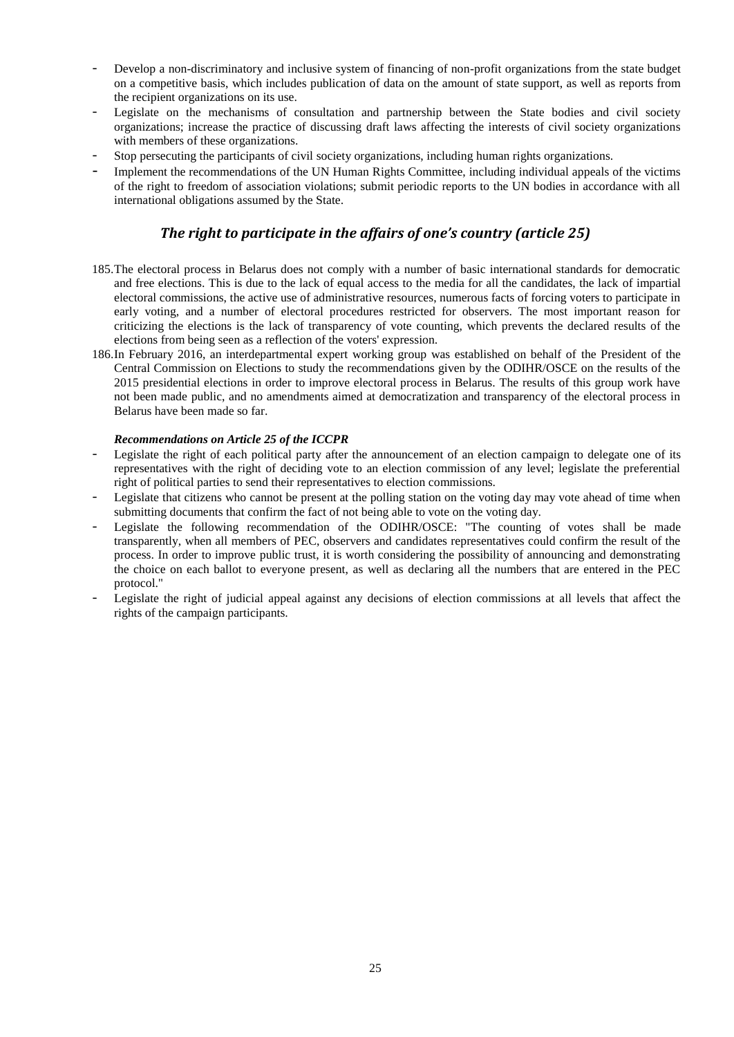- Develop a non-discriminatory and inclusive system of financing of non-profit organizations from the state budget on a competitive basis, which includes publication of data on the amount of state support, as well as reports from the recipient organizations on its use.
- Legislate on the mechanisms of consultation and partnership between the State bodies and civil society organizations; increase the practice of discussing draft laws affecting the interests of civil society organizations with members of these organizations.
- Stop persecuting the participants of civil society organizations, including human rights organizations.
- Implement the recommendations of the UN Human Rights Committee, including individual appeals of the victims of the right to freedom of association violations; submit periodic reports to the UN bodies in accordance with all international obligations assumed by the State.

## *The right to participate in the affairs of one's country (article 25)*

185. The electoral process in Belarus does not comply with a number of basic international standards for democratic and free elections. This is due to the lack of equal access to the media for all the candidates, the lack of impartial electoral commissions, the active use of administrative resources, numerous facts of forcing voters to participate in early voting, and a number of electoral procedures restricted for observers. The most important reason for criticizing the elections is the lack of transparency of vote counting, which prevents the declared results of the elections from being seen as a reflection of the voters' expression.

186. In February 2016, an interdepartmental expert working group was established on behalf of the President of the Central Commission on Elections to study the recommendations given by the ODIHR/OSCE on the results of the 2015 presidential elections in order to improve electoral process in Belarus. The results of this group work have not been made public, and no amendments aimed at democratization and transparency of the electoral process in Belarus have been made so far.

***Recommendations on Article 25 of the ICCPR***

- Legislate the right of each political party after the announcement of an election campaign to delegate one of its representatives with the right of deciding vote to an election commission of any level; legislate the preferential right of political parties to send their representatives to election commissions.
- Legislate that citizens who cannot be present at the polling station on the voting day may vote ahead of time when submitting documents that confirm the fact of not being able to vote on the voting day.
- Legislate the following recommendation of the ODIHR/OSCE: "The counting of votes shall be made transparently, when all members of PEC, observers and candidates representatives could confirm the result of the process. In order to improve public trust, it is worth considering the possibility of announcing and demonstrating the choice on each ballot to everyone present, as well as declaring all the numbers that are entered in the PEC protocol."
- Legislate the right of judicial appeal against any decisions of election commissions at all levels that affect the rights of the campaign participants.